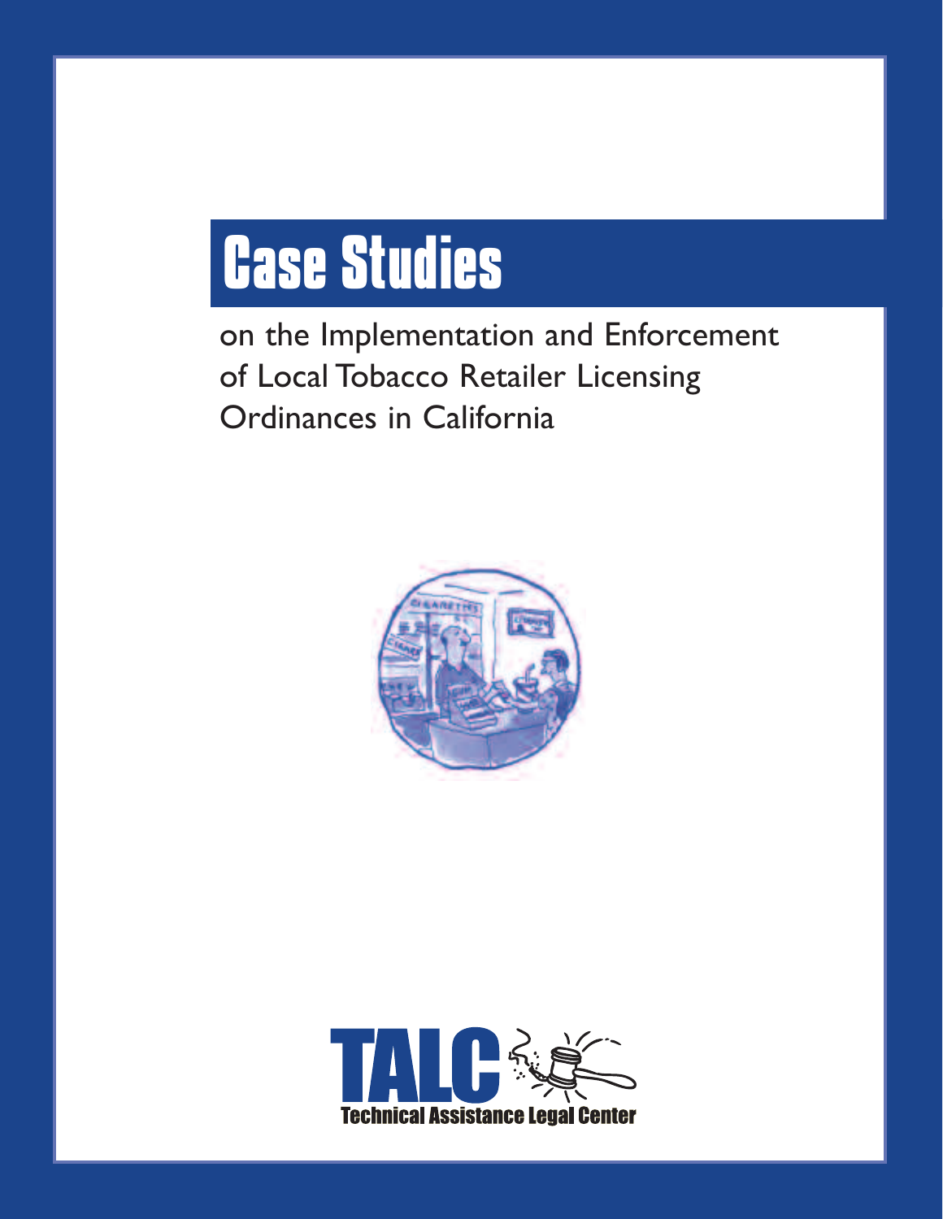# Case Studies

on the Implementation and Enforcement of Local Tobacco Retailer Licensing Ordinances in California

TALC

Technical Assistance Legal Center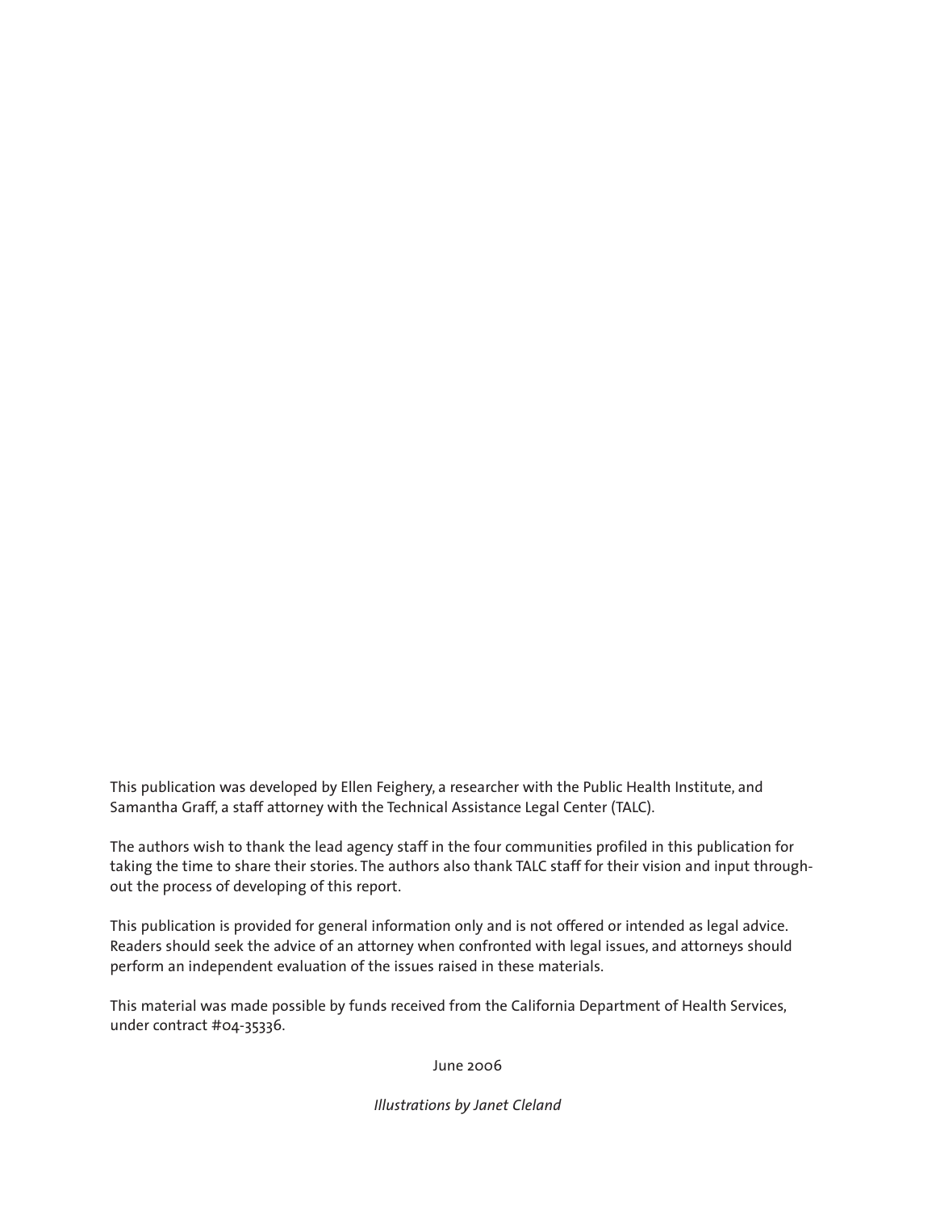This publication was developed by Ellen Feighery, a researcher with the Public Health Institute, and Samantha Graff, a staff attorney with the Technical Assistance Legal Center (TALC).

The authors wish to thank the lead agency staff in the four communities profiled in this publication for taking the time to share their stories. The authors also thank TALC staff for their vision and input throughout the process of developing of this report.

This publication is provided for general information only and is not offered or intended as legal advice. Readers should seek the advice of an attorney when confronted with legal issues, and attorneys should perform an independent evaluation of the issues raised in these materials.

This material was made possible by funds received from the California Department of Health Services, under contract #04-35336.

June 2006

*Illustrations by Janet Cleland*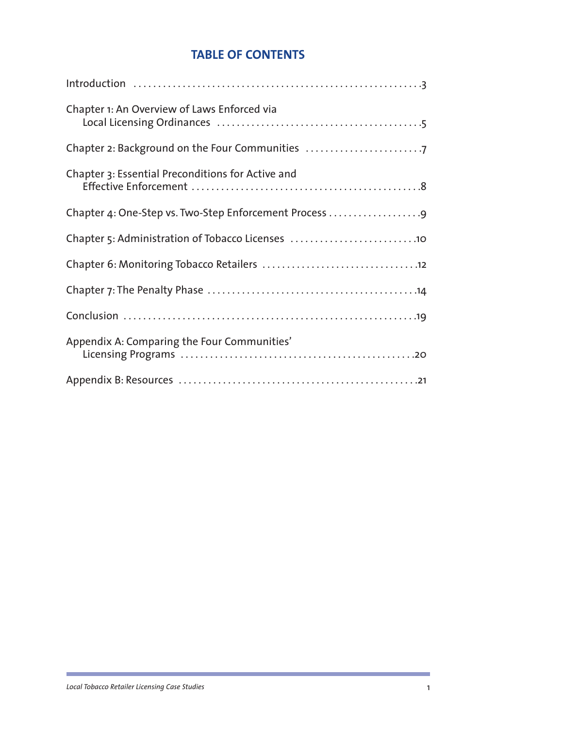# TABLE OF CONTENTS

Introduction ....................................................3

Chapter 1: An Overview of Laws Enforced via Local Licensing Ordinances ....................................................5

Chapter 2: Background on the Four Communities ....................................................7

Chapter 3: Essential Preconditions for Active and Effective Enforcement ....................................................8

Chapter 4: One-Step vs. Two-Step Enforcement Process ....................................................9

Chapter 5: Administration of Tobacco Licenses ....................................................10

Chapter 6: Monitoring Tobacco Retailers ....................................................12

Chapter 7: The Penalty Phase ....................................................14

Conclusion ....................................................19

Appendix A: Comparing the Four Communities' Licensing Programs ....................................................20

Appendix B: Resources ....................................................21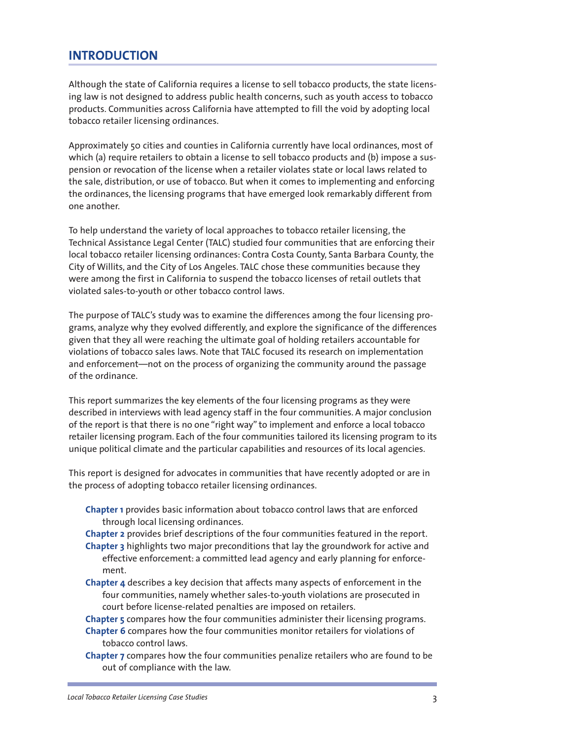## INTRODUCTION

Although the state of California requires a license to sell tobacco products, the state licensing law is not designed to address public health concerns, such as youth access to tobacco products. Communities across California have attempted to fill the void by adopting local tobacco retailer licensing ordinances.

Approximately 50 cities and counties in California currently have local ordinances, most of which (a) require retailers to obtain a license to sell tobacco products and (b) impose a suspension or revocation of the license when a retailer violates state or local laws related to the sale, distribution, or use of tobacco. But when it comes to implementing and enforcing the ordinances, the licensing programs that have emerged look remarkably different from one another.

To help understand the variety of local approaches to tobacco retailer licensing, the Technical Assistance Legal Center (TALC) studied four communities that are enforcing their local tobacco retailer licensing ordinances: Contra Costa County, Santa Barbara County, the City of Willits, and the City of Los Angeles. TALC chose these communities because they were among the first in California to suspend the tobacco licenses of retail outlets that violated sales-to-youth or other tobacco control laws.

The purpose of TALC's study was to examine the differences among the four licensing programs, analyze why they evolved differently, and explore the significance of the differences given that they all were reaching the ultimate goal of holding retailers accountable for violations of tobacco sales laws. Note that TALC focused its research on implementation and enforcement—not on the process of organizing the community around the passage of the ordinance.

This report summarizes the key elements of the four licensing programs as they were described in interviews with lead agency staff in the four communities. A major conclusion of the report is that there is no one "right way" to implement and enforce a local tobacco retailer licensing program. Each of the four communities tailored its licensing program to its unique political climate and the particular capabilities and resources of its local agencies.

This report is designed for advocates in communities that have recently adopted or are in the process of adopting tobacco retailer licensing ordinances.

- **Chapter 1** provides basic information about tobacco control laws that are enforced through local licensing ordinances.
- **Chapter 2** provides brief descriptions of the four communities featured in the report.
- **Chapter 3** highlights two major preconditions that lay the groundwork for active and effective enforcement: a committed lead agency and early planning for enforcement.
- **Chapter 4** describes a key decision that affects many aspects of enforcement in the four communities, namely whether sales-to-youth violations are prosecuted in court before license-related penalties are imposed on retailers.
- **Chapter 5** compares how the four communities administer their licensing programs.
- **Chapter 6** compares how the four communities monitor retailers for violations of tobacco control laws.
- **Chapter 7** compares how the four communities penalize retailers who are found to be out of compliance with the law.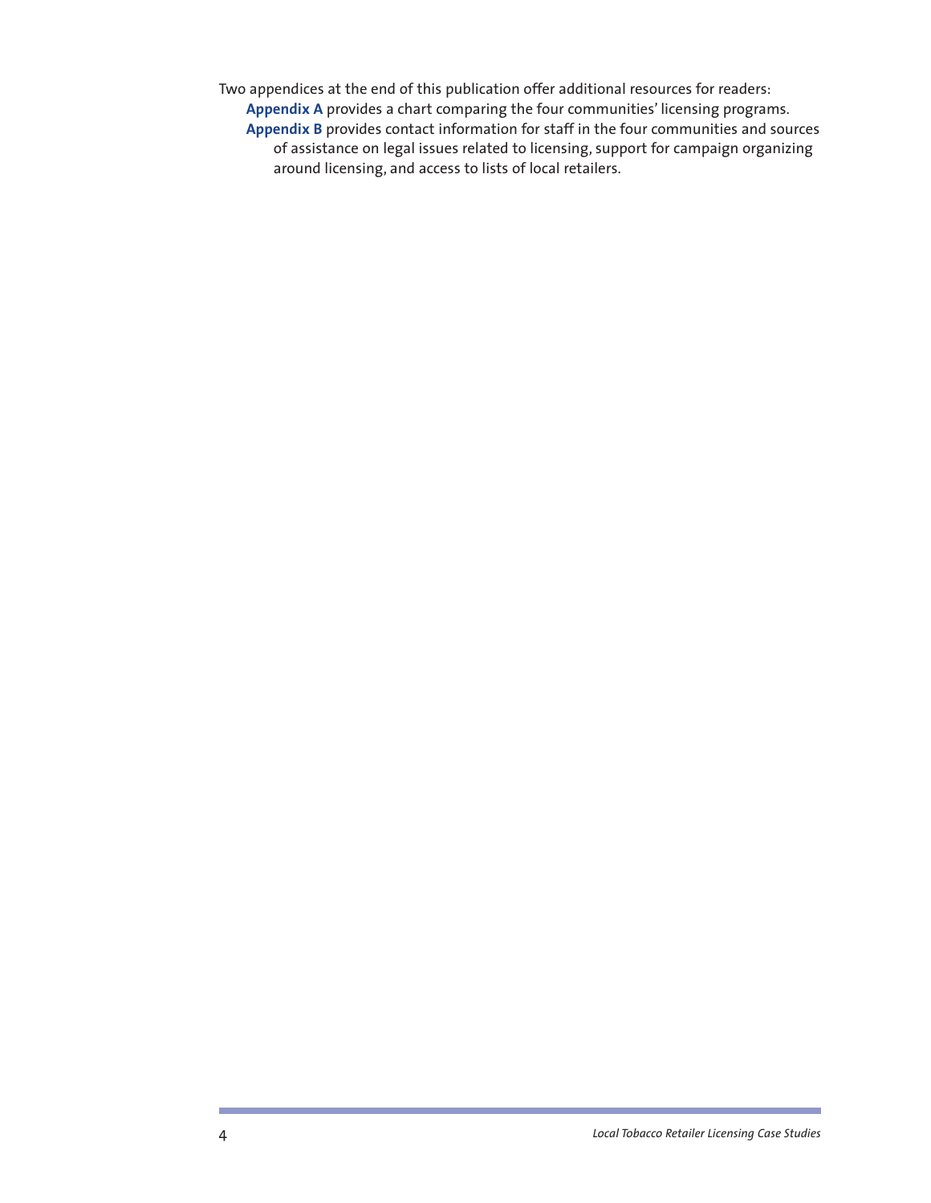Two appendices at the end of this publication offer additional resources for readers:

- **Appendix A** provides a chart comparing the four communities' licensing programs.
- **Appendix B** provides contact information for staff in the four communities and sources of assistance on legal issues related to licensing, support for campaign organizing around licensing, and access to lists of local retailers.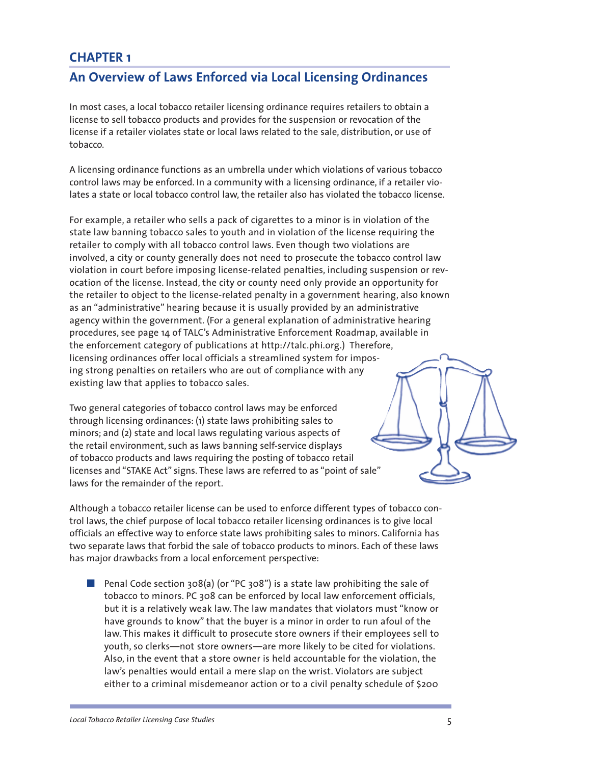# CHAPTER 1

## An Overview of Laws Enforced via Local Licensing Ordinances

In most cases, a local tobacco retailer licensing ordinance requires retailers to obtain a license to sell tobacco products and provides for the suspension or revocation of the license if a retailer violates state or local laws related to the sale, distribution, or use of tobacco.

A licensing ordinance functions as an umbrella under which violations of various tobacco control laws may be enforced. In a community with a licensing ordinance, if a retailer violates a state or local tobacco control law, the retailer also has violated the tobacco license.

For example, a retailer who sells a pack of cigarettes to a minor is in violation of the state law banning tobacco sales to youth and in violation of the license requiring the retailer to comply with all tobacco control laws. Even though two violations are involved, a city or county generally does not need to prosecute the tobacco control law violation in court before imposing license-related penalties, including suspension or revocation of the license. Instead, the city or county need only provide an opportunity for the retailer to object to the license-related penalty in a government hearing, also known as an "administrative" hearing because it is usually provided by an administrative agency within the government. (For a general explanation of administrative hearing procedures, see page 14 of TALC's Administrative Enforcement Roadmap, available in the enforcement category of publications at http://talc.phi.org.) Therefore, licensing ordinances offer local officials a streamlined system for imposing strong penalties on retailers who are out of compliance with any existing law that applies to tobacco sales.

Two general categories of tobacco control laws may be enforced through licensing ordinances: (1) state laws prohibiting sales to minors; and (2) state and local laws regulating various aspects of the retail environment, such as laws banning self-service displays of tobacco products and laws requiring the posting of tobacco retail licenses and "STAKE Act" signs. These laws are referred to as "point of sale" laws for the remainder of the report.

Although a tobacco retailer license can be used to enforce different types of tobacco control laws, the chief purpose of local tobacco retailer licensing ordinances is to give local officials an effective way to enforce state laws prohibiting sales to minors. California has two separate laws that forbid the sale of tobacco products to minors. Each of these laws has major drawbacks from a local enforcement perspective:

- Penal Code section 308(a) (or "PC 308") is a state law prohibiting the sale of tobacco to minors. PC 308 can be enforced by local law enforcement officials, but it is a relatively weak law. The law mandates that violators must "know or have grounds to know" that the buyer is a minor in order to run afoul of the law. This makes it difficult to prosecute store owners if their employees sell to youth, so clerks—not store owners—are more likely to be cited for violations. Also, in the event that a store owner is held accountable for the violation, the law's penalties would entail a mere slap on the wrist. Violators are subject either to a criminal misdemeanor action or to a civil penalty schedule of $200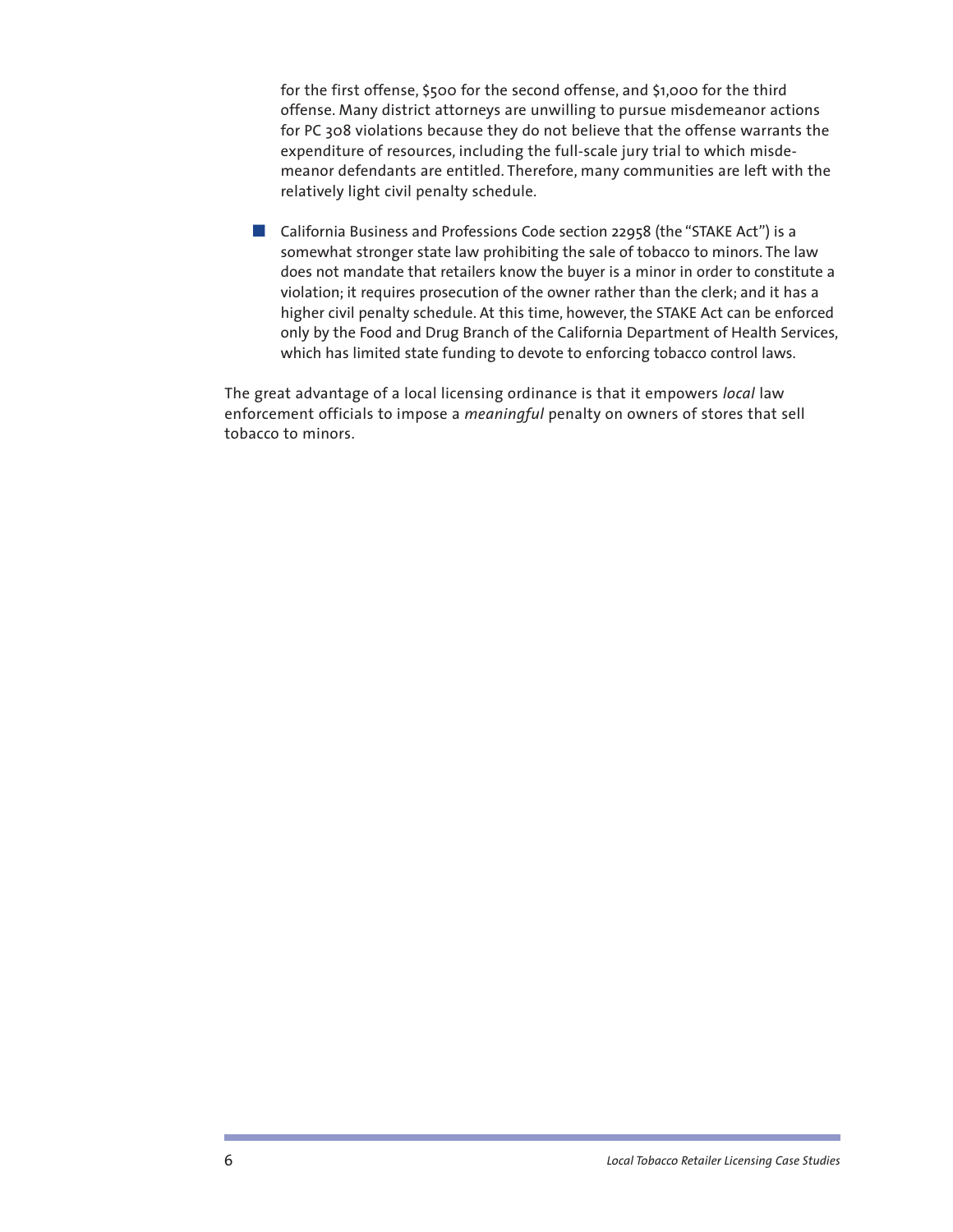for the first offense, $500 for the second offense, and $1,000 for the third offense. Many district attorneys are unwilling to pursue misdemeanor actions for PC 308 violations because they do not believe that the offense warrants the expenditure of resources, including the full-scale jury trial to which misdemeanor defendants are entitled. Therefore, many communities are left with the relatively light civil penalty schedule.

- California Business and Professions Code section 22958 (the "STAKE Act") is a somewhat stronger state law prohibiting the sale of tobacco to minors. The law does not mandate that retailers know the buyer is a minor in order to constitute a violation; it requires prosecution of the owner rather than the clerk; and it has a higher civil penalty schedule. At this time, however, the STAKE Act can be enforced only by the Food and Drug Branch of the California Department of Health Services, which has limited state funding to devote to enforcing tobacco control laws.

The great advantage of a local licensing ordinance is that it empowers *local* law enforcement officials to impose a *meaningful* penalty on owners of stores that sell tobacco to minors.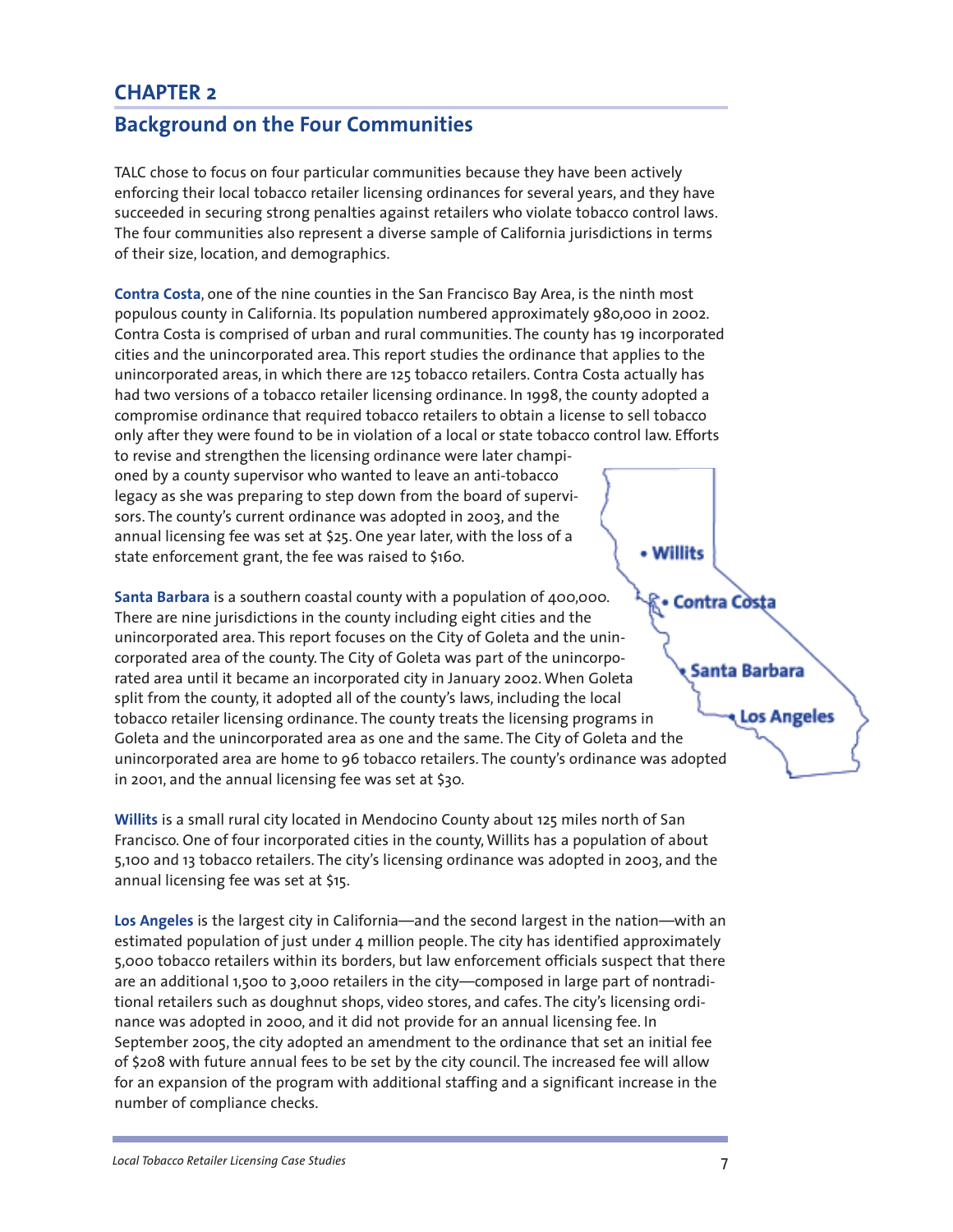# CHAPTER 2

## Background on the Four Communities

TALC chose to focus on four particular communities because they have been actively enforcing their local tobacco retailer licensing ordinances for several years, and they have succeeded in securing strong penalties against retailers who violate tobacco control laws. The four communities also represent a diverse sample of California jurisdictions in terms of their size, location, and demographics.

**Contra Costa**, one of the nine counties in the San Francisco Bay Area, is the ninth most populous county in California. Its population numbered approximately 980,000 in 2002. Contra Costa is comprised of urban and rural communities. The county has 19 incorporated cities and the unincorporated area. This report studies the ordinance that applies to the unincorporated areas, in which there are 125 tobacco retailers. Contra Costa actually has had two versions of a tobacco retailer licensing ordinance. In 1998, the county adopted a compromise ordinance that required tobacco retailers to obtain a license to sell tobacco only after they were found to be in violation of a local or state tobacco control law. Efforts to revise and strengthen the licensing ordinance were later championed by a county supervisor who wanted to leave an anti-tobacco legacy as she was preparing to step down from the board of supervisors. The county's current ordinance was adopted in 2003, and the annual licensing fee was set at $25. One year later, with the loss of a state enforcement grant, the fee was raised to $160.

**Santa Barbara** is a southern coastal county with a population of 400,000. There are nine jurisdictions in the county including eight cities and the unincorporated area. This report focuses on the City of Goleta and the unincorporated area of the county. The City of Goleta was part of the unincorporated area until it became an incorporated city in January 2002. When Goleta split from the county, it adopted all of the county's laws, including the local tobacco retailer licensing ordinance. The county treats the licensing programs in Goleta and the unincorporated area as one and the same. The City of Goleta and the unincorporated area are home to 96 tobacco retailers. The county's ordinance was adopted in 2001, and the annual licensing fee was set at $30.

**Willits** is a small rural city located in Mendocino County about 125 miles north of San Francisco. One of four incorporated cities in the county, Willits has a population of about 5,100 and 13 tobacco retailers. The city's licensing ordinance was adopted in 2003, and the annual licensing fee was set at $15.

**Los Angeles** is the largest city in California—and the second largest in the nation—with an estimated population of just under 4 million people. The city has identified approximately 5,000 tobacco retailers within its borders, but law enforcement officials suspect that there are an additional 1,500 to 3,000 retailers in the city—composed in large part of nontraditional retailers such as doughnut shops, video stores, and cafes. The city's licensing ordinance was adopted in 2000, and it did not provide for an annual licensing fee. In September 2005, the city adopted an amendment to the ordinance that set an initial fee of $208 with future annual fees to be set by the city council. The increased fee will allow for an expansion of the program with additional staffing and a significant increase in the number of compliance checks.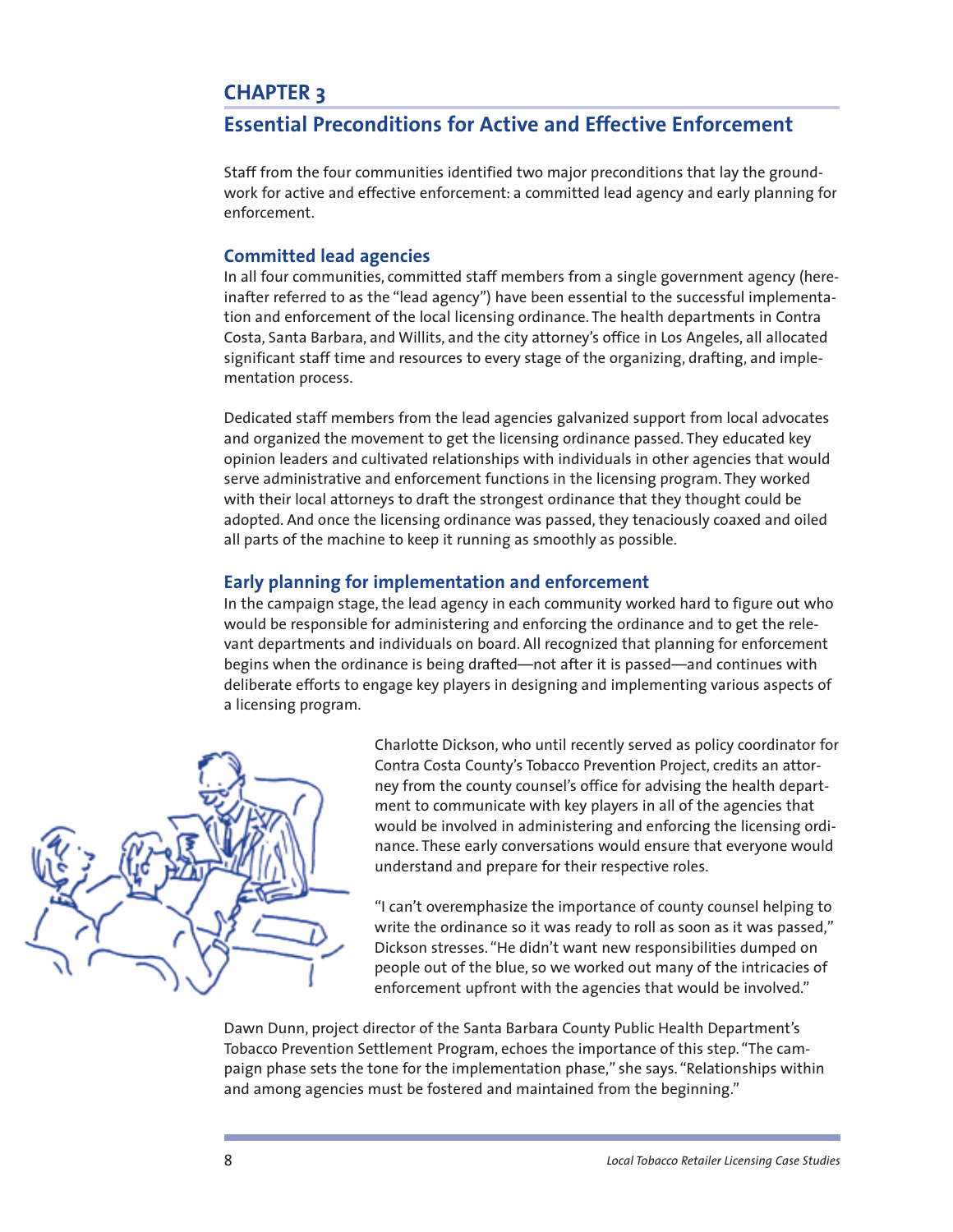# CHAPTER 3

## Essential Preconditions for Active and Effective Enforcement

Staff from the four communities identified two major preconditions that lay the groundwork for active and effective enforcement: a committed lead agency and early planning for enforcement.

### Committed lead agencies

In all four communities, committed staff members from a single government agency (hereinafter referred to as the "lead agency") have been essential to the successful implementation and enforcement of the local licensing ordinance. The health departments in Contra Costa, Santa Barbara, and Willits, and the city attorney's office in Los Angeles, all allocated significant staff time and resources to every stage of the organizing, drafting, and implementation process.

Dedicated staff members from the lead agencies galvanized support from local advocates and organized the movement to get the licensing ordinance passed. They educated key opinion leaders and cultivated relationships with individuals in other agencies that would serve administrative and enforcement functions in the licensing program. They worked with their local attorneys to draft the strongest ordinance that they thought could be adopted. And once the licensing ordinance was passed, they tenaciously coaxed and oiled all parts of the machine to keep it running as smoothly as possible.

### Early planning for implementation and enforcement

In the campaign stage, the lead agency in each community worked hard to figure out who would be responsible for administering and enforcing the ordinance and to get the relevant departments and individuals on board. All recognized that planning for enforcement begins when the ordinance is being drafted—not after it is passed—and continues with deliberate efforts to engage key players in designing and implementing various aspects of a licensing program.

Charlotte Dickson, who until recently served as policy coordinator for Contra Costa County's Tobacco Prevention Project, credits an attorney from the county counsel's office for advising the health department to communicate with key players in all of the agencies that would be involved in administering and enforcing the licensing ordinance. These early conversations would ensure that everyone would understand and prepare for their respective roles.

"I can't overemphasize the importance of county counsel helping to write the ordinance so it was ready to roll as soon as it was passed," Dickson stresses. "He didn't want new responsibilities dumped on people out of the blue, so we worked out many of the intricacies of enforcement upfront with the agencies that would be involved."

Dawn Dunn, project director of the Santa Barbara County Public Health Department's Tobacco Prevention Settlement Program, echoes the importance of this step. "The campaign phase sets the tone for the implementation phase," she says. "Relationships within and among agencies must be fostered and maintained from the beginning."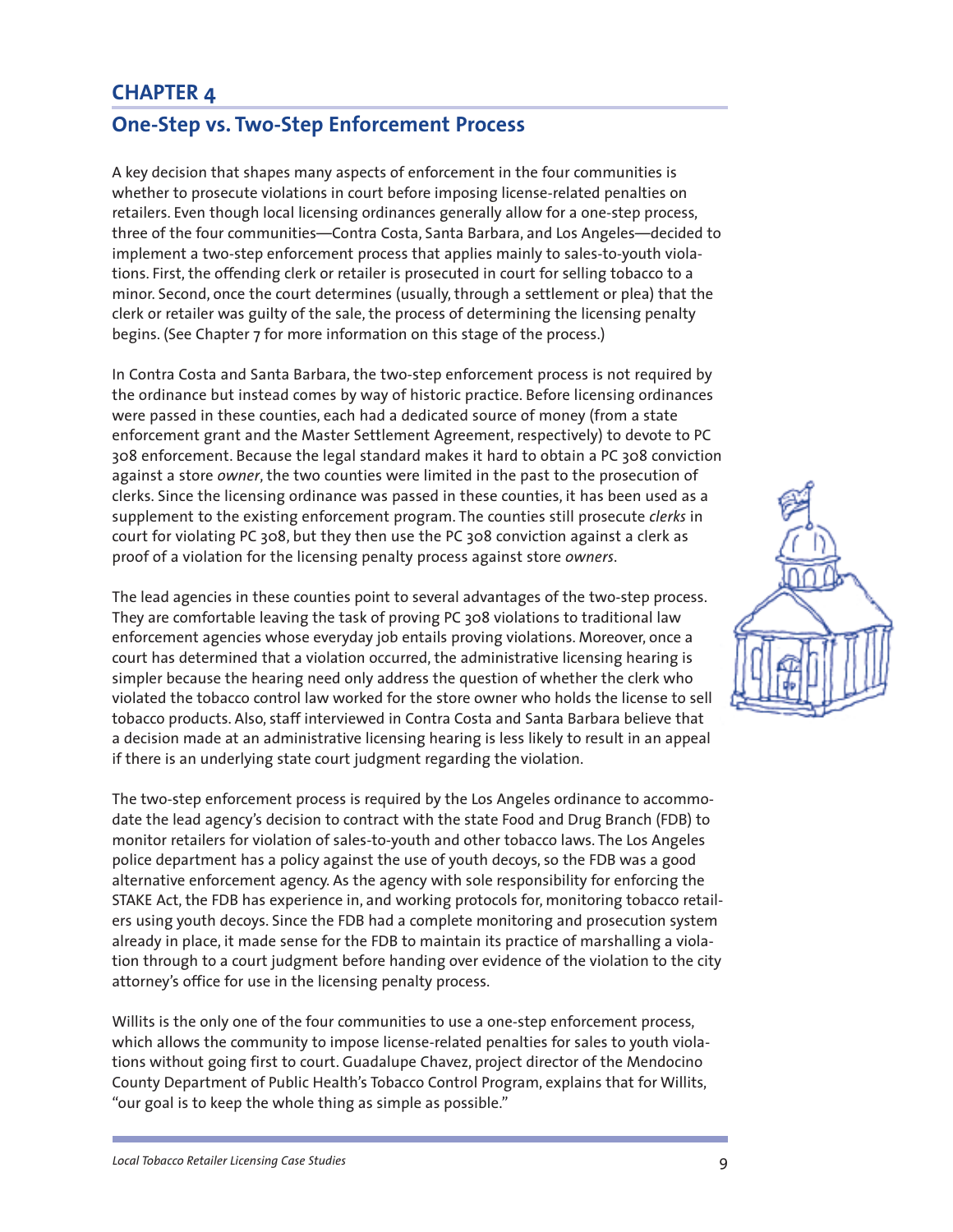## CHAPTER 4

## One-Step vs. Two-Step Enforcement Process

A key decision that shapes many aspects of enforcement in the four communities is whether to prosecute violations in court before imposing license-related penalties on retailers. Even though local licensing ordinances generally allow for a one-step process, three of the four communities—Contra Costa, Santa Barbara, and Los Angeles—decided to implement a two-step enforcement process that applies mainly to sales-to-youth violations. First, the offending clerk or retailer is prosecuted in court for selling tobacco to a minor. Second, once the court determines (usually, through a settlement or plea) that the clerk or retailer was guilty of the sale, the process of determining the licensing penalty begins. (See Chapter 7 for more information on this stage of the process.)

In Contra Costa and Santa Barbara, the two-step enforcement process is not required by the ordinance but instead comes by way of historic practice. Before licensing ordinances were passed in these counties, each had a dedicated source of money (from a state enforcement grant and the Master Settlement Agreement, respectively) to devote to PC 308 enforcement. Because the legal standard makes it hard to obtain a PC 308 conviction against a store *owner*, the two counties were limited in the past to the prosecution of clerks. Since the licensing ordinance was passed in these counties, it has been used as a supplement to the existing enforcement program. The counties still prosecute *clerks* in court for violating PC 308, but they then use the PC 308 conviction against a clerk as proof of a violation for the licensing penalty process against store *owners*.

The lead agencies in these counties point to several advantages of the two-step process. They are comfortable leaving the task of proving PC 308 violations to traditional law enforcement agencies whose everyday job entails proving violations. Moreover, once a court has determined that a violation occurred, the administrative licensing hearing is simpler because the hearing need only address the question of whether the clerk who violated the tobacco control law worked for the store owner who holds the license to sell tobacco products. Also, staff interviewed in Contra Costa and Santa Barbara believe that a decision made at an administrative licensing hearing is less likely to result in an appeal if there is an underlying state court judgment regarding the violation.

The two-step enforcement process is required by the Los Angeles ordinance to accommodate the lead agency's decision to contract with the state Food and Drug Branch (FDB) to monitor retailers for violation of sales-to-youth and other tobacco laws. The Los Angeles police department has a policy against the use of youth decoys, so the FDB was a good alternative enforcement agency. As the agency with sole responsibility for enforcing the STAKE Act, the FDB has experience in, and working protocols for, monitoring tobacco retailers using youth decoys. Since the FDB had a complete monitoring and prosecution system already in place, it made sense for the FDB to maintain its practice of marshalling a violation through to a court judgment before handing over evidence of the violation to the city attorney's office for use in the licensing penalty process.

Willits is the only one of the four communities to use a one-step enforcement process, which allows the community to impose license-related penalties for sales to youth violations without going first to court. Guadalupe Chavez, project director of the Mendocino County Department of Public Health's Tobacco Control Program, explains that for Willits, "our goal is to keep the whole thing as simple as possible."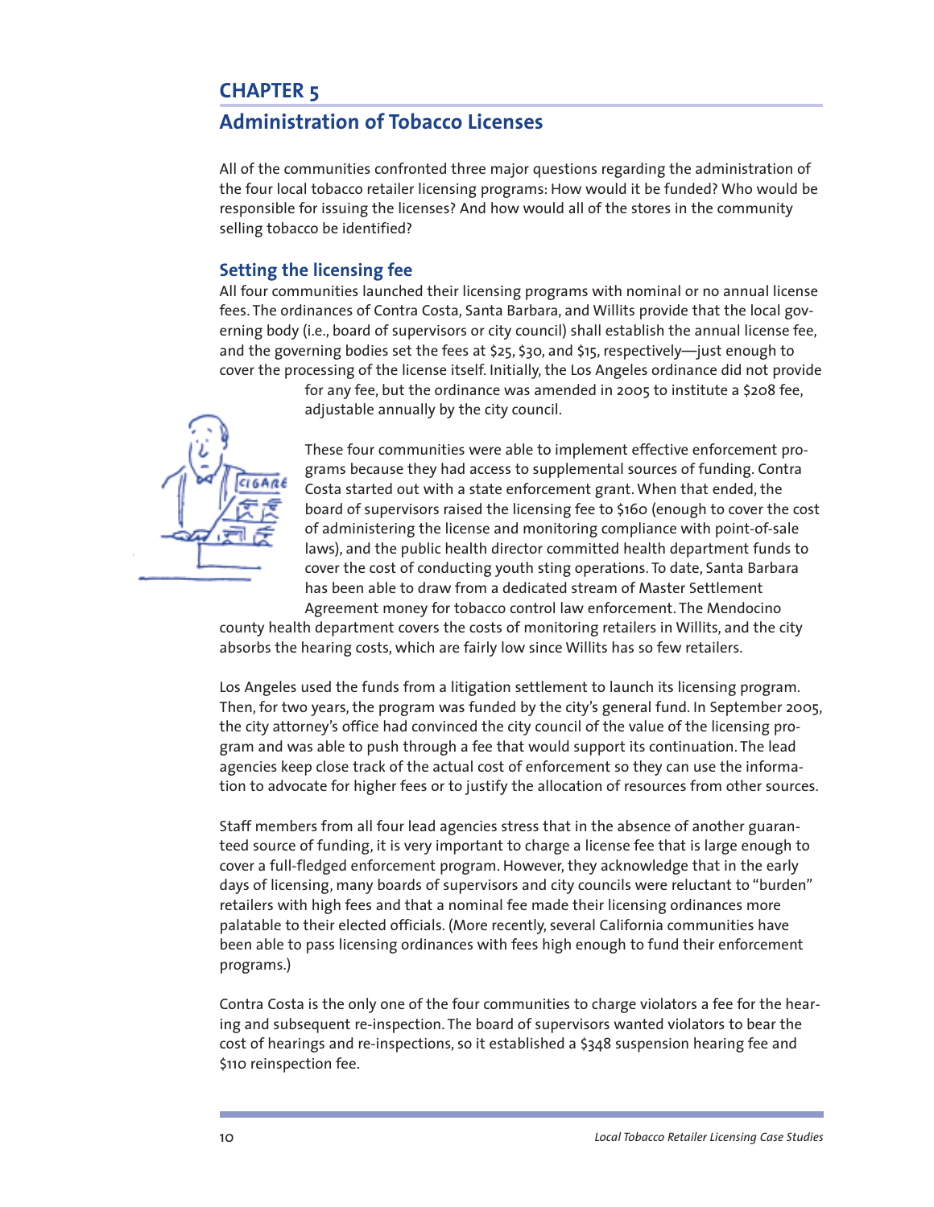# CHAPTER 5

## Administration of Tobacco Licenses

All of the communities confronted three major questions regarding the administration of the four local tobacco retailer licensing programs: How would it be funded? Who would be responsible for issuing the licenses? And how would all of the stores in the community selling tobacco be identified?

### Setting the licensing fee

All four communities launched their licensing programs with nominal or no annual license fees. The ordinances of Contra Costa, Santa Barbara, and Willits provide that the local governing body (i.e., board of supervisors or city council) shall establish the annual license fee, and the governing bodies set the fees at $25, $30, and $15, respectively—just enough to cover the processing of the license itself. Initially, the Los Angeles ordinance did not provide for any fee, but the ordinance was amended in 2005 to institute a $208 fee, adjustable annually by the city council.

These four communities were able to implement effective enforcement programs because they had access to supplemental sources of funding. Contra Costa started out with a state enforcement grant. When that ended, the board of supervisors raised the licensing fee to $160 (enough to cover the cost of administering the license and monitoring compliance with point-of-sale laws), and the public health director committed health department funds to cover the cost of conducting youth sting operations. To date, Santa Barbara has been able to draw from a dedicated stream of Master Settlement Agreement money for tobacco control law enforcement. The Mendocino county health department covers the costs of monitoring retailers in Willits, and the city absorbs the hearing costs, which are fairly low since Willits has so few retailers.

Los Angeles used the funds from a litigation settlement to launch its licensing program. Then, for two years, the program was funded by the city's general fund. In September 2005, the city attorney's office had convinced the city council of the value of the licensing program and was able to push through a fee that would support its continuation. The lead agencies keep close track of the actual cost of enforcement so they can use the information to advocate for higher fees or to justify the allocation of resources from other sources.

Staff members from all four lead agencies stress that in the absence of another guaranteed source of funding, it is very important to charge a license fee that is large enough to cover a full-fledged enforcement program. However, they acknowledge that in the early days of licensing, many boards of supervisors and city councils were reluctant to "burden" retailers with high fees and that a nominal fee made their licensing ordinances more palatable to their elected officials. (More recently, several California communities have been able to pass licensing ordinances with fees high enough to fund their enforcement programs.)

Contra Costa is the only one of the four communities to charge violators a fee for the hearing and subsequent re-inspection. The board of supervisors wanted violators to bear the cost of hearings and re-inspections, so it established a $348 suspension hearing fee and $110 reinspection fee.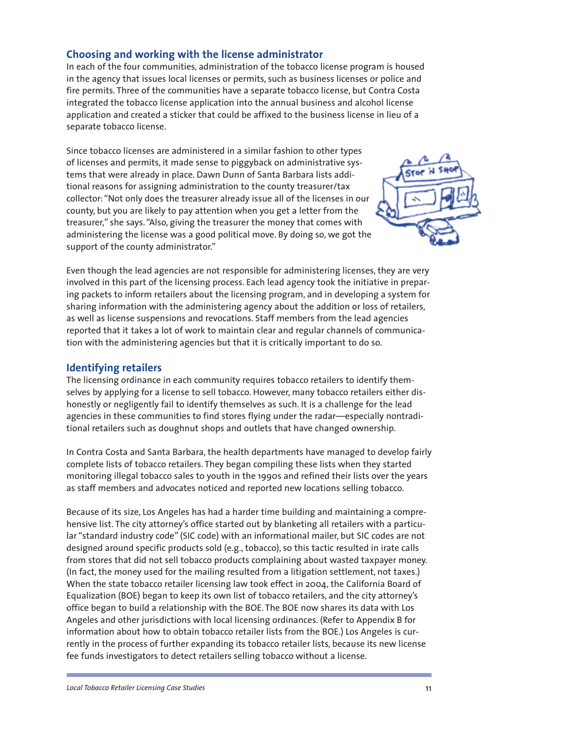## Choosing and working with the license administrator

In each of the four communities, administration of the tobacco license program is housed in the agency that issues local licenses or permits, such as business licenses or police and fire permits. Three of the communities have a separate tobacco license, but Contra Costa integrated the tobacco license application into the annual business and alcohol license application and created a sticker that could be affixed to the business license in lieu of a separate tobacco license.

Since tobacco licenses are administered in a similar fashion to other types of licenses and permits, it made sense to piggyback on administrative systems that were already in place. Dawn Dunn of Santa Barbara lists additional reasons for assigning administration to the county treasurer/tax collector: "Not only does the treasurer already issue all of the licenses in our county, but you are likely to pay attention when you get a letter from the treasurer," she says. "Also, giving the treasurer the money that comes with administering the license was a good political move. By doing so, we got the support of the county administrator."

Even though the lead agencies are not responsible for administering licenses, they are very involved in this part of the licensing process. Each lead agency took the initiative in preparing packets to inform retailers about the licensing program, and in developing a system for sharing information with the administering agency about the addition or loss of retailers, as well as license suspensions and revocations. Staff members from the lead agencies reported that it takes a lot of work to maintain clear and regular channels of communication with the administering agencies but that it is critically important to do so.

## Identifying retailers

The licensing ordinance in each community requires tobacco retailers to identify themselves by applying for a license to sell tobacco. However, many tobacco retailers either dishonestly or negligently fail to identify themselves as such. It is a challenge for the lead agencies in these communities to find stores flying under the radar—especially nontraditional retailers such as doughnut shops and outlets that have changed ownership.

In Contra Costa and Santa Barbara, the health departments have managed to develop fairly complete lists of tobacco retailers. They began compiling these lists when they started monitoring illegal tobacco sales to youth in the 1990s and refined their lists over the years as staff members and advocates noticed and reported new locations selling tobacco.

Because of its size, Los Angeles has had a harder time building and maintaining a comprehensive list. The city attorney's office started out by blanketing all retailers with a particular "standard industry code" (SIC code) with an informational mailer, but SIC codes are not designed around specific products sold (e.g., tobacco), so this tactic resulted in irate calls from stores that did not sell tobacco products complaining about wasted taxpayer money. (In fact, the money used for the mailing resulted from a litigation settlement, not taxes.) When the state tobacco retailer licensing law took effect in 2004, the California Board of Equalization (BOE) began to keep its own list of tobacco retailers, and the city attorney's office began to build a relationship with the BOE. The BOE now shares its data with Los Angeles and other jurisdictions with local licensing ordinances. (Refer to Appendix B for information about how to obtain tobacco retailer lists from the BOE.) Los Angeles is currently in the process of further expanding its tobacco retailer lists, because its new license fee funds investigators to detect retailers selling tobacco without a license.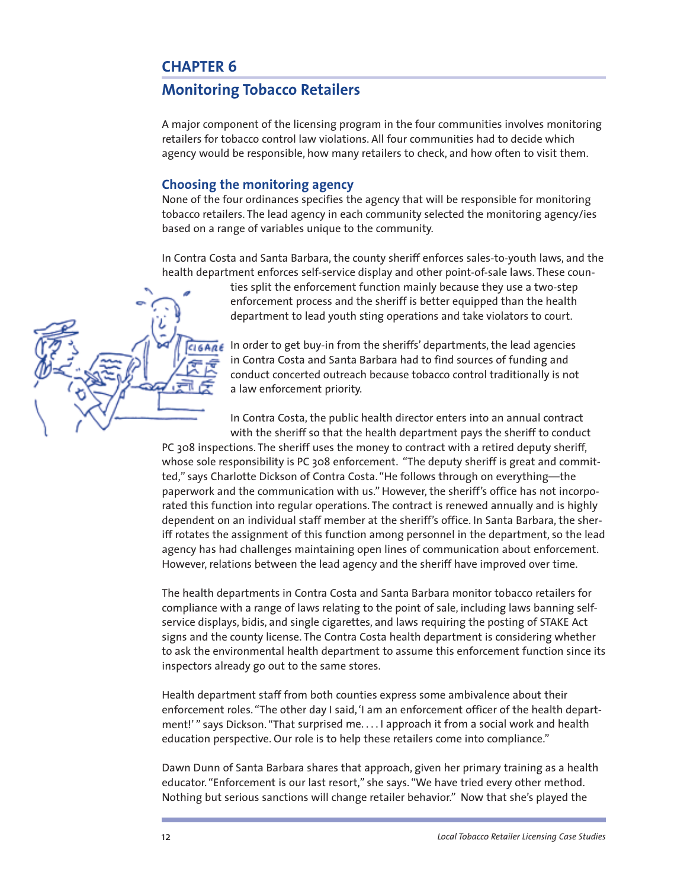# CHAPTER 6

## Monitoring Tobacco Retailers

A major component of the licensing program in the four communities involves monitoring retailers for tobacco control law violations. All four communities had to decide which agency would be responsible, how many retailers to check, and how often to visit them.

### Choosing the monitoring agency

None of the four ordinances specifies the agency that will be responsible for monitoring tobacco retailers. The lead agency in each community selected the monitoring agency/ies based on a range of variables unique to the community.

In Contra Costa and Santa Barbara, the county sheriff enforces sales-to-youth laws, and the health department enforces self-service display and other point-of-sale laws. These counties split the enforcement function mainly because they use a two-step enforcement process and the sheriff is better equipped than the health department to lead youth sting operations and take violators to court.

In order to get buy-in from the sheriffs' departments, the lead agencies in Contra Costa and Santa Barbara had to find sources of funding and conduct concerted outreach because tobacco control traditionally is not a law enforcement priority.

In Contra Costa, the public health director enters into an annual contract with the sheriff so that the health department pays the sheriff to conduct PC 308 inspections. The sheriff uses the money to contract with a retired deputy sheriff, whose sole responsibility is PC 308 enforcement. "The deputy sheriff is great and committed," says Charlotte Dickson of Contra Costa. "He follows through on everything—the paperwork and the communication with us." However, the sheriff's office has not incorporated this function into regular operations. The contract is renewed annually and is highly dependent on an individual staff member at the sheriff's office. In Santa Barbara, the sheriff rotates the assignment of this function among personnel in the department, so the lead agency has had challenges maintaining open lines of communication about enforcement. However, relations between the lead agency and the sheriff have improved over time.

The health departments in Contra Costa and Santa Barbara monitor tobacco retailers for compliance with a range of laws relating to the point of sale, including laws banning self-service displays, bidis, and single cigarettes, and laws requiring the posting of STAKE Act signs and the county license. The Contra Costa health department is considering whether to ask the environmental health department to assume this enforcement function since its inspectors already go out to the same stores.

Health department staff from both counties express some ambivalence about their enforcement roles. "The other day I said, 'I am an enforcement officer of the health department!' " says Dickson. "That surprised me. . . . I approach it from a social work and health education perspective. Our role is to help these retailers come into compliance."

Dawn Dunn of Santa Barbara shares that approach, given her primary training as a health educator. "Enforcement is our last resort," she says. "We have tried every other method. Nothing but serious sanctions will change retailer behavior." Now that she's played the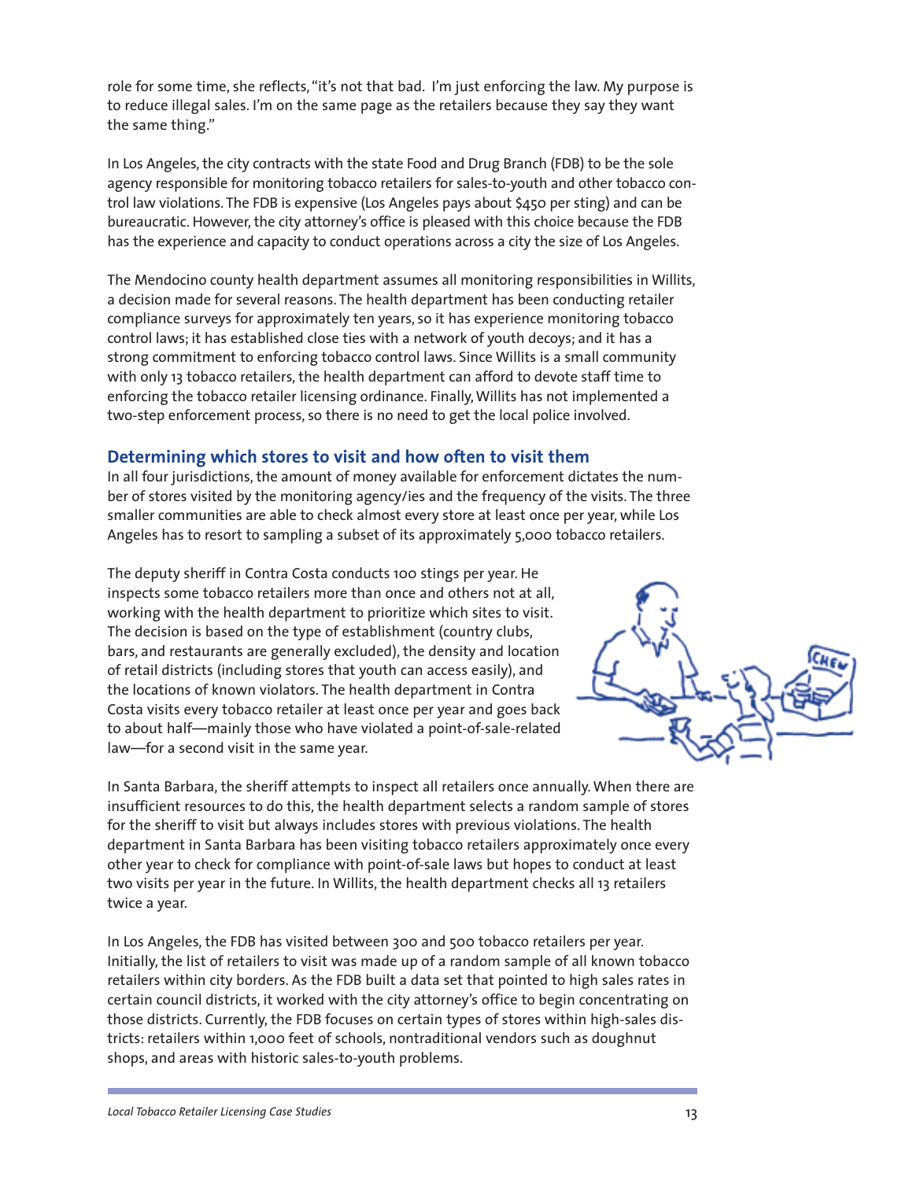role for some time, she reflects, "it's not that bad. I'm just enforcing the law. My purpose is to reduce illegal sales. I'm on the same page as the retailers because they say they want the same thing."

In Los Angeles, the city contracts with the state Food and Drug Branch (FDB) to be the sole agency responsible for monitoring tobacco retailers for sales-to-youth and other tobacco control law violations. The FDB is expensive (Los Angeles pays about $450 per sting) and can be bureaucratic. However, the city attorney's office is pleased with this choice because the FDB has the experience and capacity to conduct operations across a city the size of Los Angeles.

The Mendocino county health department assumes all monitoring responsibilities in Willits, a decision made for several reasons. The health department has been conducting retailer compliance surveys for approximately ten years, so it has experience monitoring tobacco control laws; it has established close ties with a network of youth decoys; and it has a strong commitment to enforcing tobacco control laws. Since Willits is a small community with only 13 tobacco retailers, the health department can afford to devote staff time to enforcing the tobacco retailer licensing ordinance. Finally, Willits has not implemented a two-step enforcement process, so there is no need to get the local police involved.

## Determining which stores to visit and how often to visit them

In all four jurisdictions, the amount of money available for enforcement dictates the number of stores visited by the monitoring agency/ies and the frequency of the visits. The three smaller communities are able to check almost every store at least once per year, while Los Angeles has to resort to sampling a subset of its approximately 5,000 tobacco retailers.

The deputy sheriff in Contra Costa conducts 100 stings per year. He inspects some tobacco retailers more than once and others not at all, working with the health department to prioritize which sites to visit. The decision is based on the type of establishment (country clubs, bars, and restaurants are generally excluded), the density and location of retail districts (including stores that youth can access easily), and the locations of known violators. The health department in Contra Costa visits every tobacco retailer at least once per year and goes back to about half—mainly those who have violated a point-of-sale-related law—for a second visit in the same year.

In Santa Barbara, the sheriff attempts to inspect all retailers once annually. When there are insufficient resources to do this, the health department selects a random sample of stores for the sheriff to visit but always includes stores with previous violations. The health department in Santa Barbara has been visiting tobacco retailers approximately once every other year to check for compliance with point-of-sale laws but hopes to conduct at least two visits per year in the future. In Willits, the health department checks all 13 retailers twice a year.

In Los Angeles, the FDB has visited between 300 and 500 tobacco retailers per year. Initially, the list of retailers to visit was made up of a random sample of all known tobacco retailers within city borders. As the FDB built a data set that pointed to high sales rates in certain council districts, it worked with the city attorney's office to begin concentrating on those districts. Currently, the FDB focuses on certain types of stores within high-sales districts: retailers within 1,000 feet of schools, nontraditional vendors such as doughnut shops, and areas with historic sales-to-youth problems.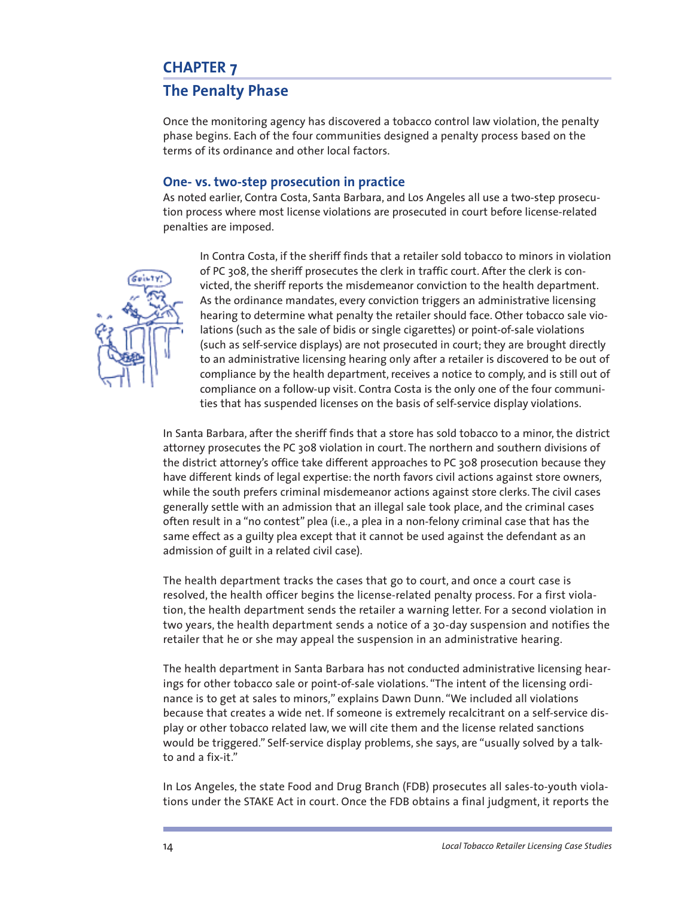# CHAPTER 7

## The Penalty Phase

Once the monitoring agency has discovered a tobacco control law violation, the penalty phase begins. Each of the four communities designed a penalty process based on the terms of its ordinance and other local factors.

### One- vs. two-step prosecution in practice

As noted earlier, Contra Costa, Santa Barbara, and Los Angeles all use a two-step prosecution process where most license violations are prosecuted in court before license-related penalties are imposed.

In Contra Costa, if the sheriff finds that a retailer sold tobacco to minors in violation of PC 308, the sheriff prosecutes the clerk in traffic court. After the clerk is convicted, the sheriff reports the misdemeanor conviction to the health department. As the ordinance mandates, every conviction triggers an administrative licensing hearing to determine what penalty the retailer should face. Other tobacco sale violations (such as the sale of bidis or single cigarettes) or point-of-sale violations (such as self-service displays) are not prosecuted in court; they are brought directly to an administrative licensing hearing only after a retailer is discovered to be out of compliance by the health department, receives a notice to comply, and is still out of compliance on a follow-up visit. Contra Costa is the only one of the four communities that has suspended licenses on the basis of self-service display violations.

In Santa Barbara, after the sheriff finds that a store has sold tobacco to a minor, the district attorney prosecutes the PC 308 violation in court. The northern and southern divisions of the district attorney's office take different approaches to PC 308 prosecution because they have different kinds of legal expertise: the north favors civil actions against store owners, while the south prefers criminal misdemeanor actions against store clerks. The civil cases generally settle with an admission that an illegal sale took place, and the criminal cases often result in a "no contest" plea (i.e., a plea in a non-felony criminal case that has the same effect as a guilty plea except that it cannot be used against the defendant as an admission of guilt in a related civil case).

The health department tracks the cases that go to court, and once a court case is resolved, the health officer begins the license-related penalty process. For a first violation, the health department sends the retailer a warning letter. For a second violation in two years, the health department sends a notice of a 30-day suspension and notifies the retailer that he or she may appeal the suspension in an administrative hearing.

The health department in Santa Barbara has not conducted administrative licensing hearings for other tobacco sale or point-of-sale violations. "The intent of the licensing ordinance is to get at sales to minors," explains Dawn Dunn. "We included all violations because that creates a wide net. If someone is extremely recalcitrant on a self-service display or other tobacco related law, we will cite them and the license related sanctions would be triggered." Self-service display problems, she says, are "usually solved by a talk-to and a fix-it."

In Los Angeles, the state Food and Drug Branch (FDB) prosecutes all sales-to-youth violations under the STAKE Act in court. Once the FDB obtains a final judgment, it reports the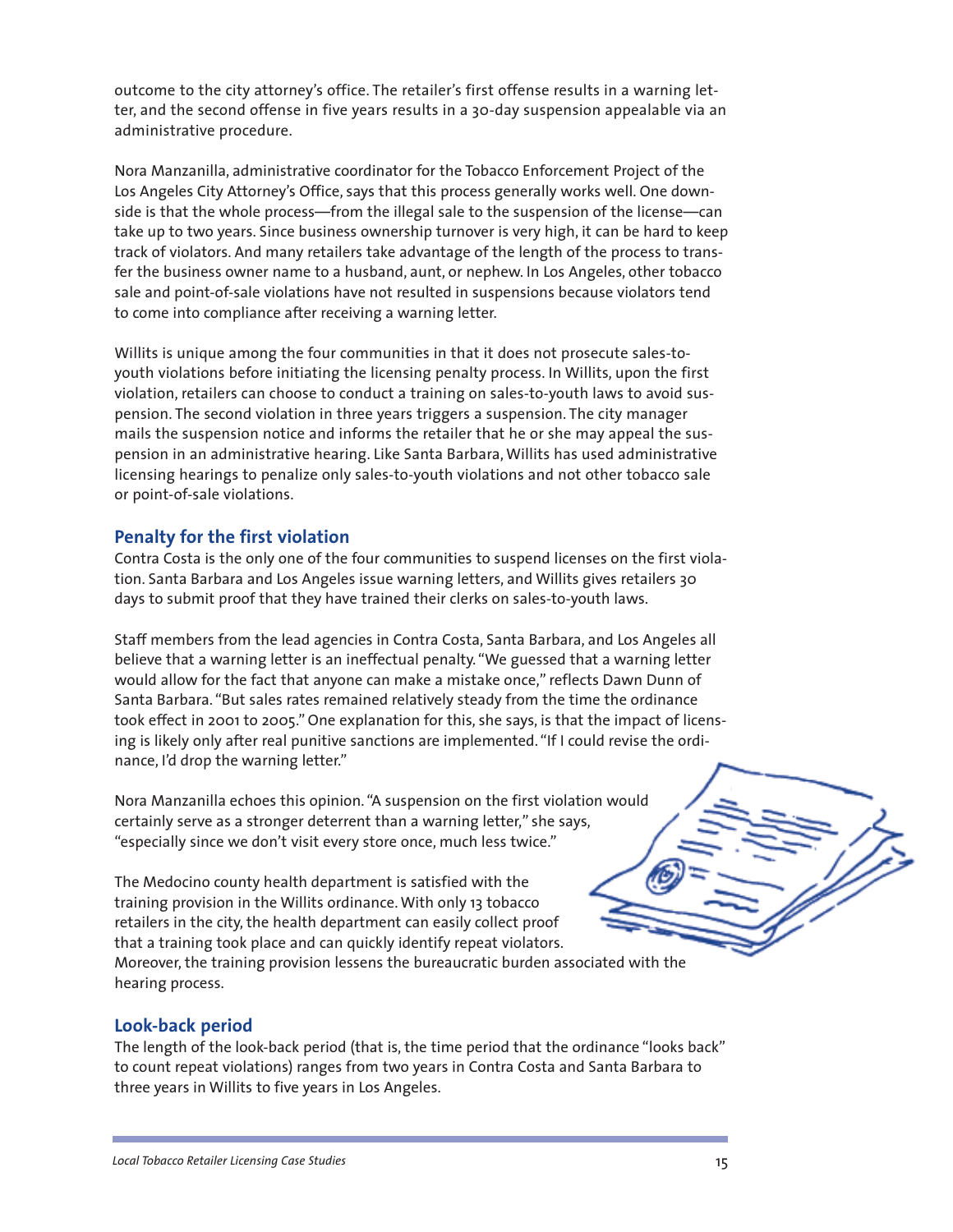outcome to the city attorney's office. The retailer's first offense results in a warning letter, and the second offense in five years results in a 30-day suspension appealable via an administrative procedure.

Nora Manzanilla, administrative coordinator for the Tobacco Enforcement Project of the Los Angeles City Attorney's Office, says that this process generally works well. One downside is that the whole process—from the illegal sale to the suspension of the license—can take up to two years. Since business ownership turnover is very high, it can be hard to keep track of violators. And many retailers take advantage of the length of the process to transfer the business owner name to a husband, aunt, or nephew. In Los Angeles, other tobacco sale and point-of-sale violations have not resulted in suspensions because violators tend to come into compliance after receiving a warning letter.

Willits is unique among the four communities in that it does not prosecute sales-to-youth violations before initiating the licensing penalty process. In Willits, upon the first violation, retailers can choose to conduct a training on sales-to-youth laws to avoid suspension. The second violation in three years triggers a suspension. The city manager mails the suspension notice and informs the retailer that he or she may appeal the suspension in an administrative hearing. Like Santa Barbara, Willits has used administrative licensing hearings to penalize only sales-to-youth violations and not other tobacco sale or point-of-sale violations.

### Penalty for the first violation

Contra Costa is the only one of the four communities to suspend licenses on the first violation. Santa Barbara and Los Angeles issue warning letters, and Willits gives retailers 30 days to submit proof that they have trained their clerks on sales-to-youth laws.

Staff members from the lead agencies in Contra Costa, Santa Barbara, and Los Angeles all believe that a warning letter is an ineffectual penalty. "We guessed that a warning letter would allow for the fact that anyone can make a mistake once," reflects Dawn Dunn of Santa Barbara. "But sales rates remained relatively steady from the time the ordinance took effect in 2001 to 2005." One explanation for this, she says, is that the impact of licensing is likely only after real punitive sanctions are implemented. "If I could revise the ordinance, I'd drop the warning letter."

Nora Manzanilla echoes this opinion. "A suspension on the first violation would certainly serve as a stronger deterrent than a warning letter," she says, "especially since we don't visit every store once, much less twice."

The Medocino county health department is satisfied with the training provision in the Willits ordinance. With only 13 tobacco retailers in the city, the health department can easily collect proof that a training took place and can quickly identify repeat violators. Moreover, the training provision lessens the bureaucratic burden associated with the hearing process.

### Look-back period

The length of the look-back period (that is, the time period that the ordinance "looks back" to count repeat violations) ranges from two years in Contra Costa and Santa Barbara to three years in Willits to five years in Los Angeles.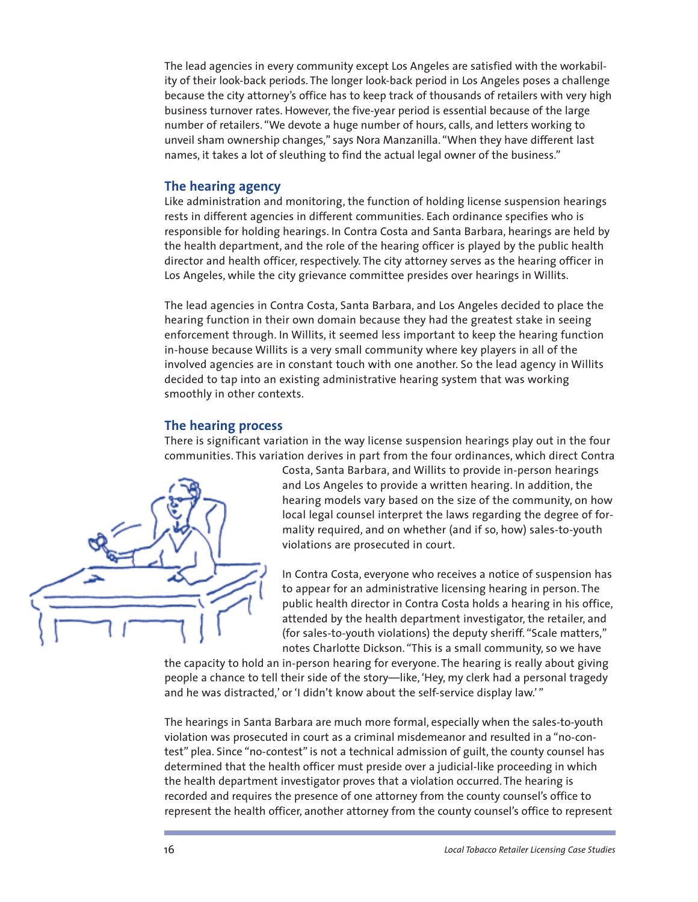The lead agencies in every community except Los Angeles are satisfied with the workability of their look-back periods. The longer look-back period in Los Angeles poses a challenge because the city attorney's office has to keep track of thousands of retailers with very high business turnover rates. However, the five-year period is essential because of the large number of retailers. "We devote a huge number of hours, calls, and letters working to unveil sham ownership changes," says Nora Manzanilla. "When they have different last names, it takes a lot of sleuthing to find the actual legal owner of the business."

## The hearing agency

Like administration and monitoring, the function of holding license suspension hearings rests in different agencies in different communities. Each ordinance specifies who is responsible for holding hearings. In Contra Costa and Santa Barbara, hearings are held by the health department, and the role of the hearing officer is played by the public health director and health officer, respectively. The city attorney serves as the hearing officer in Los Angeles, while the city grievance committee presides over hearings in Willits.

The lead agencies in Contra Costa, Santa Barbara, and Los Angeles decided to place the hearing function in their own domain because they had the greatest stake in seeing enforcement through. In Willits, it seemed less important to keep the hearing function in-house because Willits is a very small community where key players in all of the involved agencies are in constant touch with one another. So the lead agency in Willits decided to tap into an existing administrative hearing system that was working smoothly in other contexts.

## The hearing process

There is significant variation in the way license suspension hearings play out in the four communities. This variation derives in part from the four ordinances, which direct Contra Costa, Santa Barbara, and Willits to provide in-person hearings and Los Angeles to provide a written hearing. In addition, the hearing models vary based on the size of the community, on how local legal counsel interpret the laws regarding the degree of formality required, and on whether (and if so, how) sales-to-youth violations are prosecuted in court.

In Contra Costa, everyone who receives a notice of suspension has to appear for an administrative licensing hearing in person. The public health director in Contra Costa holds a hearing in his office, attended by the health department investigator, the retailer, and (for sales-to-youth violations) the deputy sheriff. "Scale matters," notes Charlotte Dickson. "This is a small community, so we have the capacity to hold an in-person hearing for everyone. The hearing is really about giving people a chance to tell their side of the story—like, 'Hey, my clerk had a personal tragedy and he was distracted,' or 'I didn't know about the self-service display law.'"

The hearings in Santa Barbara are much more formal, especially when the sales-to-youth violation was prosecuted in court as a criminal misdemeanor and resulted in a "no-contest" plea. Since "no-contest" is not a technical admission of guilt, the county counsel has determined that the health officer must preside over a judicial-like proceeding in which the health department investigator proves that a violation occurred. The hearing is recorded and requires the presence of one attorney from the county counsel's office to represent the health officer, another attorney from the county counsel's office to represent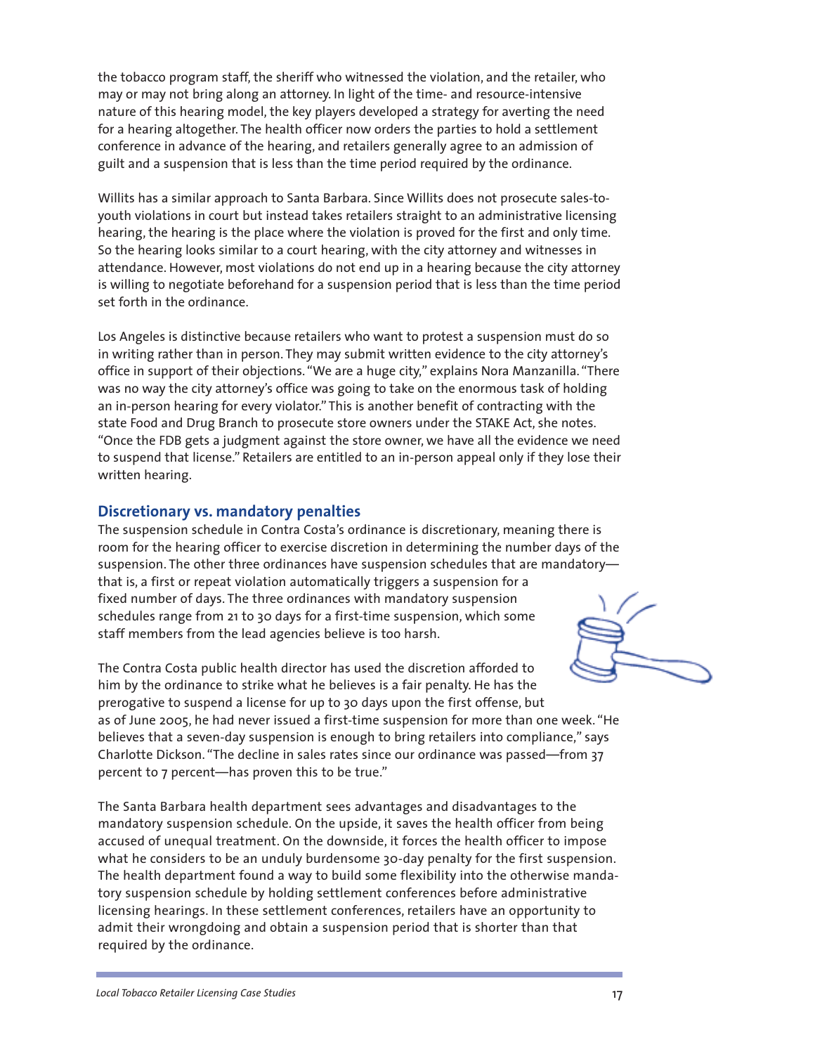the tobacco program staff, the sheriff who witnessed the violation, and the retailer, who may or may not bring along an attorney. In light of the time- and resource-intensive nature of this hearing model, the key players developed a strategy for averting the need for a hearing altogether. The health officer now orders the parties to hold a settlement conference in advance of the hearing, and retailers generally agree to an admission of guilt and a suspension that is less than the time period required by the ordinance.

Willits has a similar approach to Santa Barbara. Since Willits does not prosecute sales-to-youth violations in court but instead takes retailers straight to an administrative licensing hearing, the hearing is the place where the violation is proved for the first and only time. So the hearing looks similar to a court hearing, with the city attorney and witnesses in attendance. However, most violations do not end up in a hearing because the city attorney is willing to negotiate beforehand for a suspension period that is less than the time period set forth in the ordinance.

Los Angeles is distinctive because retailers who want to protest a suspension must do so in writing rather than in person. They may submit written evidence to the city attorney's office in support of their objections. "We are a huge city," explains Nora Manzanilla. "There was no way the city attorney's office was going to take on the enormous task of holding an in-person hearing for every violator." This is another benefit of contracting with the state Food and Drug Branch to prosecute store owners under the STAKE Act, she notes. "Once the FDB gets a judgment against the store owner, we have all the evidence we need to suspend that license." Retailers are entitled to an in-person appeal only if they lose their written hearing.

## Discretionary vs. mandatory penalties

The suspension schedule in Contra Costa's ordinance is discretionary, meaning there is room for the hearing officer to exercise discretion in determining the number days of the suspension. The other three ordinances have suspension schedules that are mandatory—that is, a first or repeat violation automatically triggers a suspension for a fixed number of days. The three ordinances with mandatory suspension schedules range from 21 to 30 days for a first-time suspension, which some staff members from the lead agencies believe is too harsh.

The Contra Costa public health director has used the discretion afforded to him by the ordinance to strike what he believes is a fair penalty. He has the prerogative to suspend a license for up to 30 days upon the first offense, but as of June 2005, he had never issued a first-time suspension for more than one week. "He believes that a seven-day suspension is enough to bring retailers into compliance," says Charlotte Dickson. "The decline in sales rates since our ordinance was passed—from 37 percent to 7 percent—has proven this to be true."

The Santa Barbara health department sees advantages and disadvantages to the mandatory suspension schedule. On the upside, it saves the health officer from being accused of unequal treatment. On the downside, it forces the health officer to impose what he considers to be an unduly burdensome 30-day penalty for the first suspension. The health department found a way to build some flexibility into the otherwise mandatory suspension schedule by holding settlement conferences before administrative licensing hearings. In these settlement conferences, retailers have an opportunity to admit their wrongdoing and obtain a suspension period that is shorter than that required by the ordinance.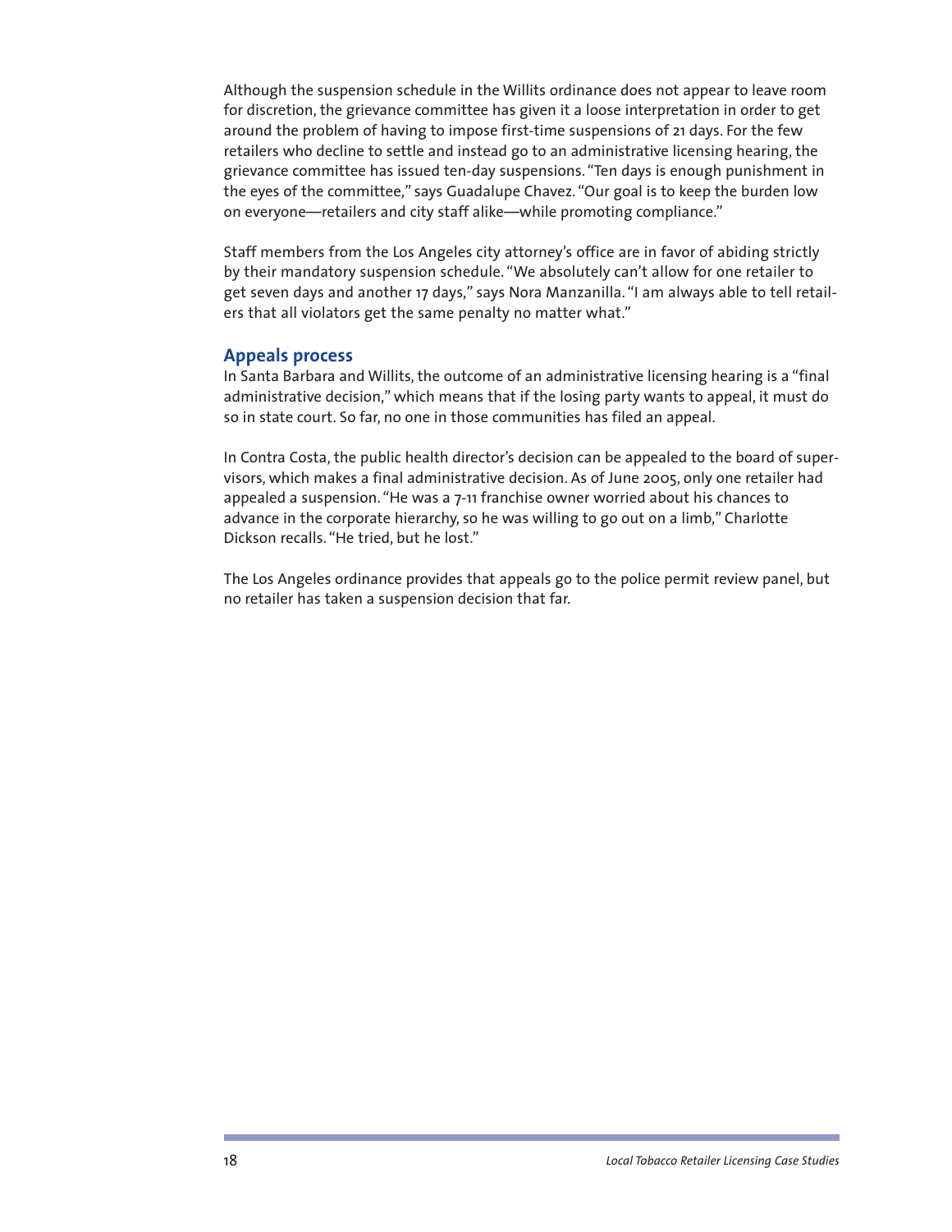Although the suspension schedule in the Willits ordinance does not appear to leave room for discretion, the grievance committee has given it a loose interpretation in order to get around the problem of having to impose first-time suspensions of 21 days. For the few retailers who decline to settle and instead go to an administrative licensing hearing, the grievance committee has issued ten-day suspensions. "Ten days is enough punishment in the eyes of the committee," says Guadalupe Chavez. "Our goal is to keep the burden low on everyone—retailers and city staff alike—while promoting compliance."

Staff members from the Los Angeles city attorney's office are in favor of abiding strictly by their mandatory suspension schedule. "We absolutely can't allow for one retailer to get seven days and another 17 days," says Nora Manzanilla. "I am always able to tell retailers that all violators get the same penalty no matter what."

## Appeals process

In Santa Barbara and Willits, the outcome of an administrative licensing hearing is a "final administrative decision," which means that if the losing party wants to appeal, it must do so in state court. So far, no one in those communities has filed an appeal.

In Contra Costa, the public health director's decision can be appealed to the board of supervisors, which makes a final administrative decision. As of June 2005, only one retailer had appealed a suspension. "He was a 7-11 franchise owner worried about his chances to advance in the corporate hierarchy, so he was willing to go out on a limb," Charlotte Dickson recalls. "He tried, but he lost."

The Los Angeles ordinance provides that appeals go to the police permit review panel, but no retailer has taken a suspension decision that far.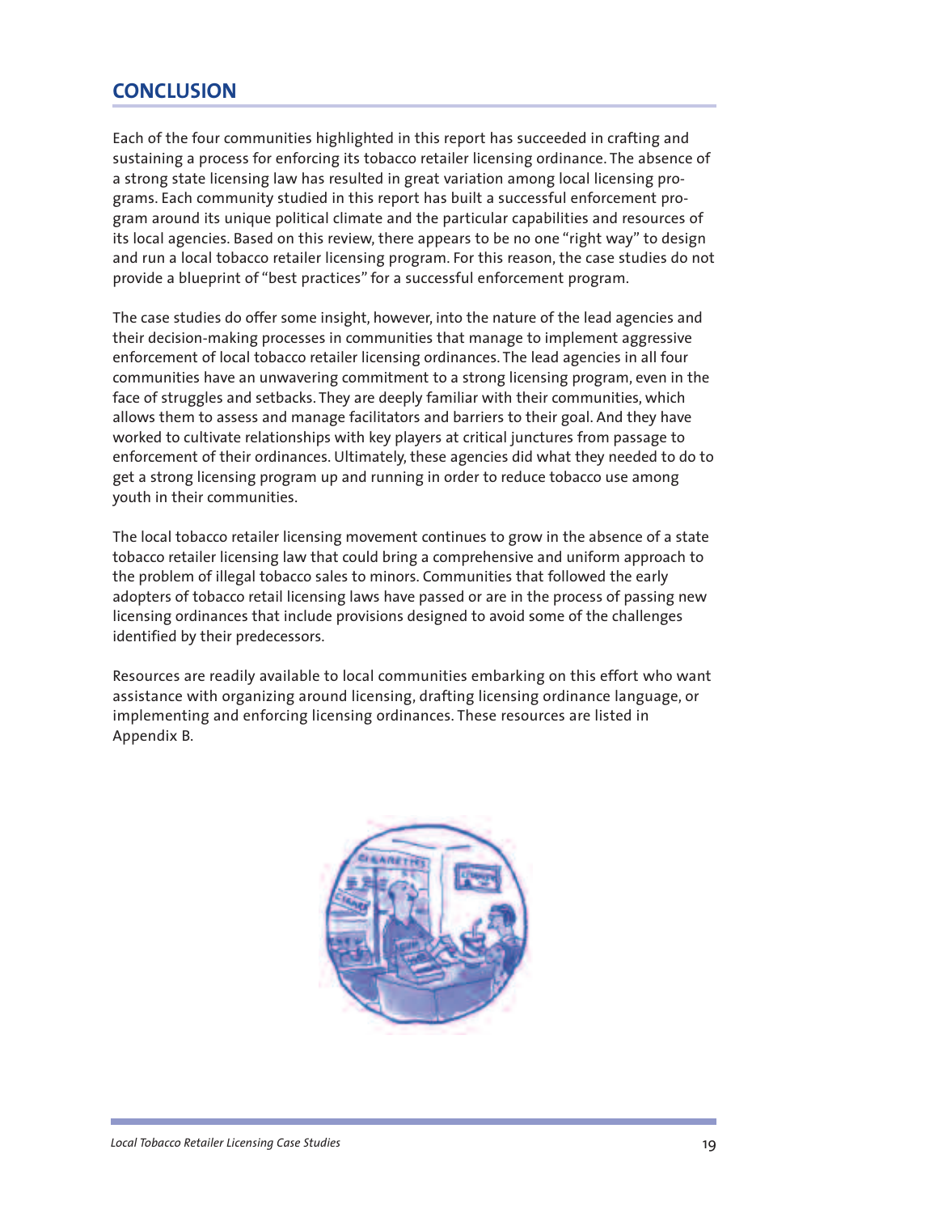## CONCLUSION

Each of the four communities highlighted in this report has succeeded in crafting and sustaining a process for enforcing its tobacco retailer licensing ordinance. The absence of a strong state licensing law has resulted in great variation among local licensing programs. Each community studied in this report has built a successful enforcement program around its unique political climate and the particular capabilities and resources of its local agencies. Based on this review, there appears to be no one "right way" to design and run a local tobacco retailer licensing program. For this reason, the case studies do not provide a blueprint of "best practices" for a successful enforcement program.

The case studies do offer some insight, however, into the nature of the lead agencies and their decision-making processes in communities that manage to implement aggressive enforcement of local tobacco retailer licensing ordinances. The lead agencies in all four communities have an unwavering commitment to a strong licensing program, even in the face of struggles and setbacks. They are deeply familiar with their communities, which allows them to assess and manage facilitators and barriers to their goal. And they have worked to cultivate relationships with key players at critical junctures from passage to enforcement of their ordinances. Ultimately, these agencies did what they needed to do to get a strong licensing program up and running in order to reduce tobacco use among youth in their communities.

The local tobacco retailer licensing movement continues to grow in the absence of a state tobacco retailer licensing law that could bring a comprehensive and uniform approach to the problem of illegal tobacco sales to minors. Communities that followed the early adopters of tobacco retail licensing laws have passed or are in the process of passing new licensing ordinances that include provisions designed to avoid some of the challenges identified by their predecessors.

Resources are readily available to local communities embarking on this effort who want assistance with organizing around licensing, drafting licensing ordinance language, or implementing and enforcing licensing ordinances. These resources are listed in Appendix B.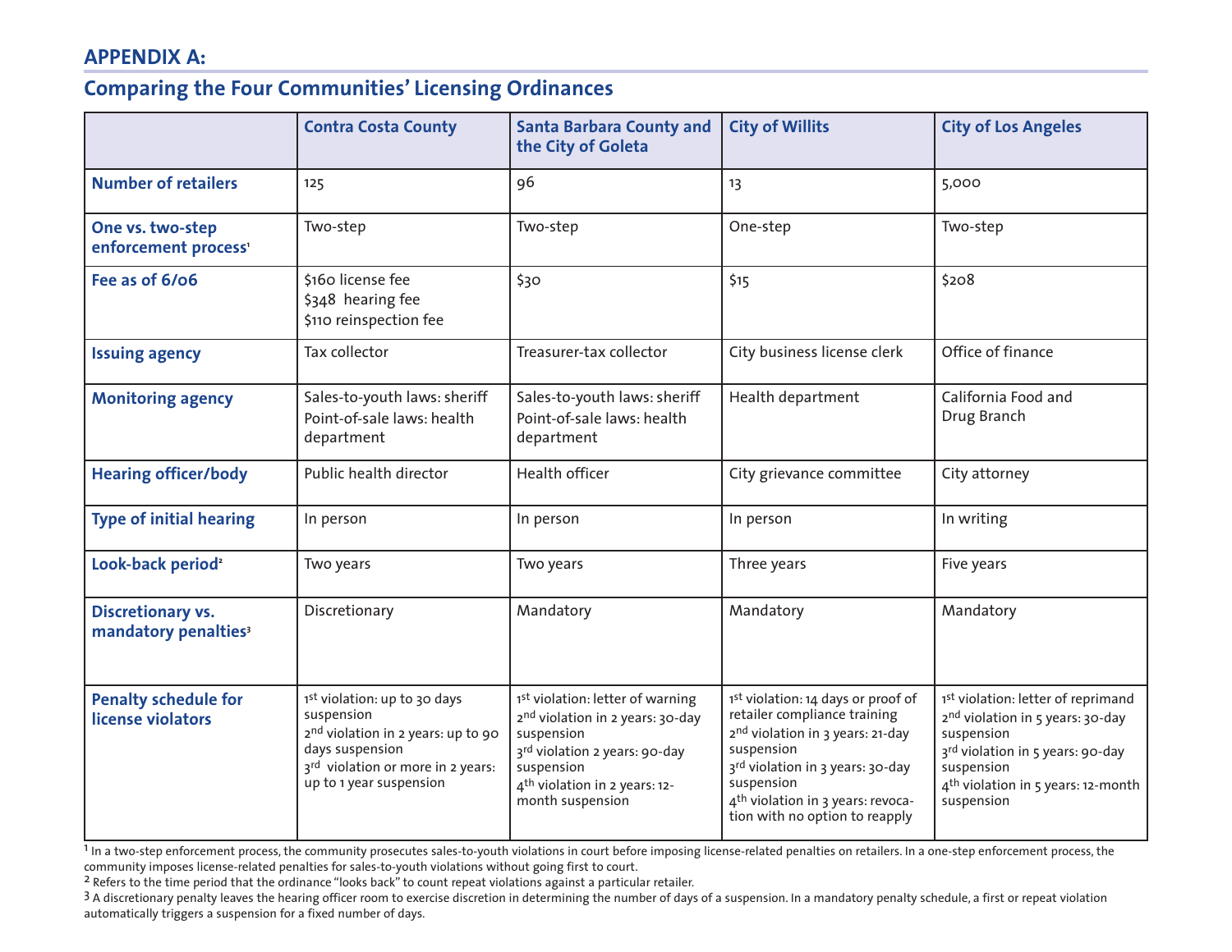## APPENDIX A:

## Comparing the Four Communities' Licensing Ordinances

| | Contra Costa County | Santa Barbara County and the City of Goleta | City of Willits | City of Los Angeles |
|---|---|---|---|---|
| **Number of retailers** | 125 | 96 | 13 | 5,000 |
| **One vs. two-step enforcement process**[1] | Two-step | Two-step | One-step | Two-step |
| **Fee as of 6/06** | $160 license fee<br>$348 hearing fee<br>$110 reinspection fee | $30 | $15 | $208 |
| **Issuing agency** | Tax collector | Treasurer-tax collector | City business license clerk | Office of finance |
| **Monitoring agency** | Sales-to-youth laws: sheriff<br>Point-of-sale laws: health department | Sales-to-youth laws: sheriff<br>Point-of-sale laws: health department | Health department | California Food and Drug Branch |
| **Hearing officer/body** | Public health director | Health officer | City grievance committee | City attorney |
| **Type of initial hearing** | In person | In person | In person | In writing |
| **Look-back period**[2] | Two years | Two years | Three years | Five years |
| **Discretionary vs. mandatory penalties**[3] | Discretionary | Mandatory | Mandatory | Mandatory |
| **Penalty schedule for license violators** | 1st violation: up to 30 days suspension<br>2nd violation in 2 years: up to 90 days suspension<br>3rd violation or more in 2 years: up to 1 year suspension | 1st violation: letter of warning<br>2nd violation in 2 years: 30-day suspension<br>3rd violation 2 years: 90-day suspension<br>4th violation in 2 years: 12-month suspension | 1st violation: 14 days or proof of retailer compliance training<br>2nd violation in 3 years: 21-day suspension<br>3rd violation in 3 years: 30-day suspension<br>4th violation in 3 years: revocation with no option to reapply | 1st violation: letter of reprimand<br>2nd violation in 5 years: 30-day suspension<br>3rd violation in 5 years: 90-day suspension<br>4th violation in 5 years: 12-month suspension |

[1] In a two-step enforcement process, the community prosecutes sales-to-youth violations in court before imposing license-related penalties on retailers. In a one-step enforcement process, the community imposes license-related penalties for sales-to-youth violations without going first to court.

[2] Refers to the time period that the ordinance "looks back" to count repeat violations against a particular retailer.

[3] A discretionary penalty leaves the hearing officer room to exercise discretion in determining the number of days of a suspension. In a mandatory penalty schedule, a first or repeat violation automatically triggers a suspension for a fixed number of days.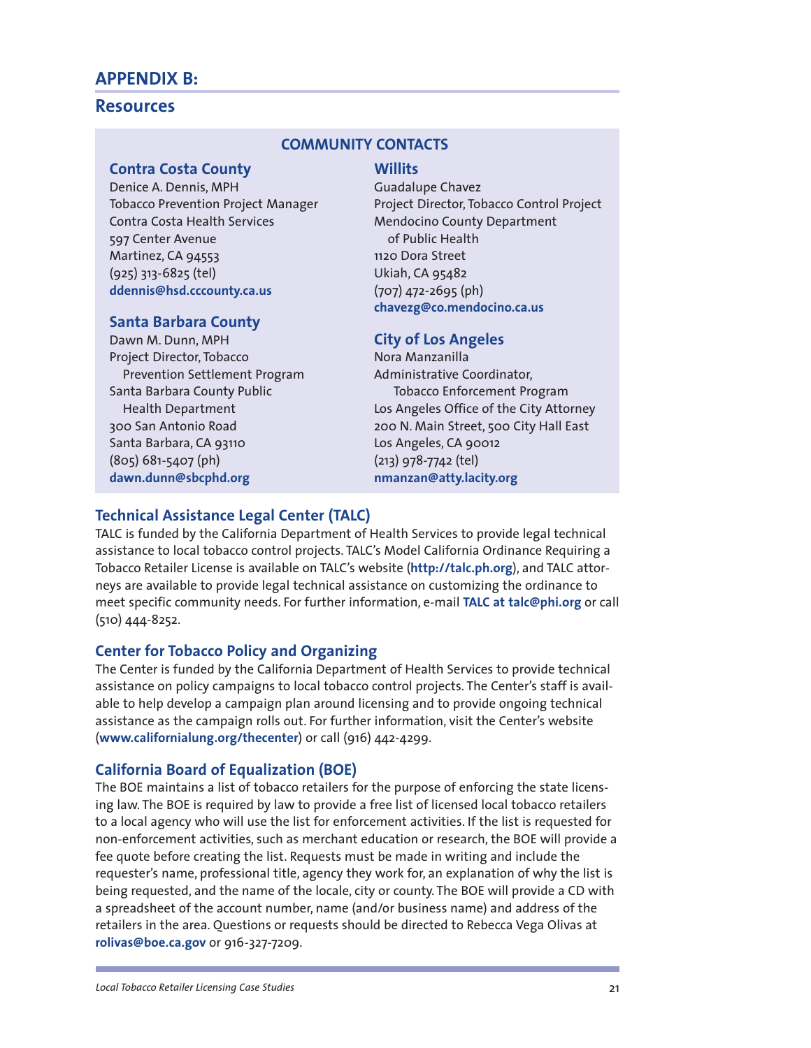# APPENDIX B:

## Resources

### COMMUNITY CONTACTS

#### Contra Costa County

Denice A. Dennis, MPH
Tobacco Prevention Project Manager
Contra Costa Health Services
597 Center Avenue
Martinez, CA 94553
(925) 313-6825 (tel)
**ddennis@hsd.cccounty.ca.us**

#### Santa Barbara County

Dawn M. Dunn, MPH
Project Director, Tobacco Prevention Settlement Program
Santa Barbara County Public Health Department
300 San Antonio Road
Santa Barbara, CA 93110
(805) 681-5407 (ph)
**dawn.dunn@sbcphd.org**

#### Willits

Guadalupe Chavez
Project Director, Tobacco Control Project
Mendocino County Department of Public Health
1120 Dora Street
Ukiah, CA 95482
(707) 472-2695 (ph)
**chavezg@co.mendocino.ca.us**

#### City of Los Angeles

Nora Manzanilla
Administrative Coordinator, Tobacco Enforcement Program
Los Angeles Office of the City Attorney
200 N. Main Street, 500 City Hall East
Los Angeles, CA 90012
(213) 978-7742 (tel)
**nmanzan@atty.lacity.org**

### Technical Assistance Legal Center (TALC)

TALC is funded by the California Department of Health Services to provide legal technical assistance to local tobacco control projects. TALC's Model California Ordinance Requiring a Tobacco Retailer License is available on TALC's website (**http://talc.ph.org**), and TALC attorneys are available to provide legal technical assistance on customizing the ordinance to meet specific community needs. For further information, e-mail **TALC at talc@phi.org** or call (510) 444-8252.

### Center for Tobacco Policy and Organizing

The Center is funded by the California Department of Health Services to provide technical assistance on policy campaigns to local tobacco control projects. The Center's staff is available to help develop a campaign plan around licensing and to provide ongoing technical assistance as the campaign rolls out. For further information, visit the Center's website (**www.californialung.org/thecenter**) or call (916) 442-4299.

### California Board of Equalization (BOE)

The BOE maintains a list of tobacco retailers for the purpose of enforcing the state licensing law. The BOE is required by law to provide a free list of licensed local tobacco retailers to a local agency who will use the list for enforcement activities. If the list is requested for non-enforcement activities, such as merchant education or research, the BOE will provide a fee quote before creating the list. Requests must be made in writing and include the requester's name, professional title, agency they work for, an explanation of why the list is being requested, and the name of the locale, city or county. The BOE will provide a CD with a spreadsheet of the account number, name (and/or business name) and address of the retailers in the area. Questions or requests should be directed to Rebecca Vega Olivas at **rolivas@boe.ca.gov** or 916-327-7209.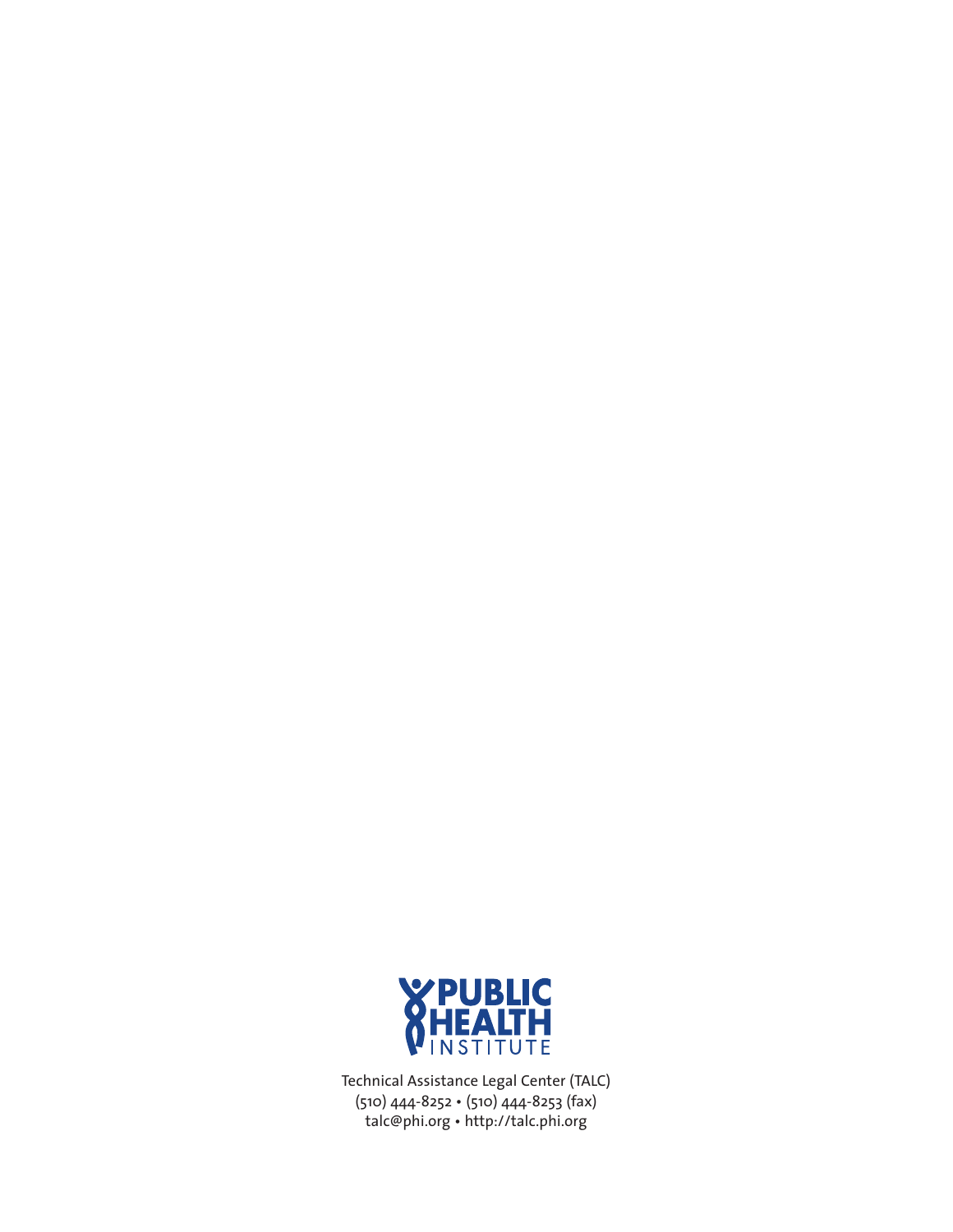PUBLIC HEALTH INSTITUTE

Technical Assistance Legal Center (TALC)
(510) 444-8252 • (510) 444-8253 (fax)
talc@phi.org • http://talc.phi.org